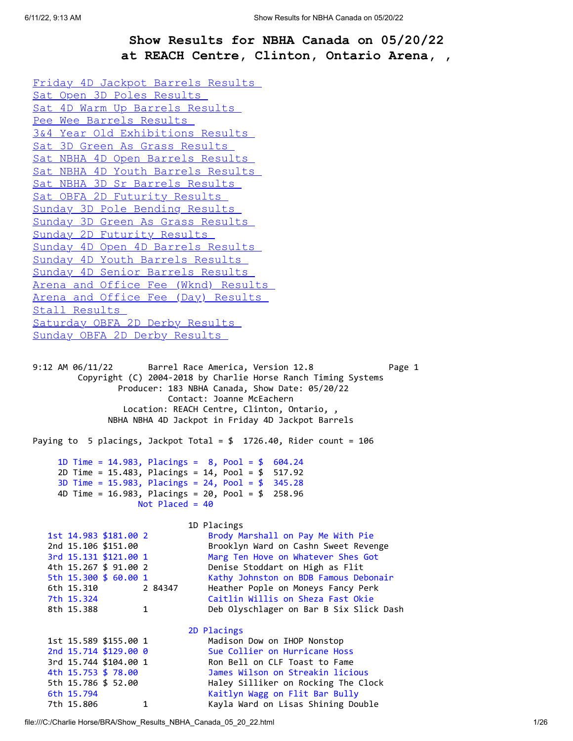# Show Results for NBHA Canada on 05/20/22
## at REACH Centre, Clinton, Ontario Arena, ,

- Friday 4D Jackpot Barrels Results
- Sat Open 3D Poles Results
- Sat 4D Warm Up Barrels Results
- Pee Wee Barrels Results
- 3&4 Year Old Exhibitions Results
- Sat 3D Green As Grass Results
- Sat NBHA 4D Open Barrels Results
- Sat NBHA 4D Youth Barrels Results
- Sat NBHA 3D Sr Barrels Results
- Sat OBFA 2D Futurity Results
- Sunday 3D Pole Bending Results
- Sunday 3D Green As Grass Results
- Sunday 2D Futurity Results
- Sunday 4D Open 4D Barrels Results
- Sunday 4D Youth Barrels Results
- Sunday 4D Senior Barrels Results
- Arena and Office Fee (Wknd) Results
- Arena and Office Fee (Day) Results
- Stall Results
- Saturday OBFA 2D Derby Results
- Sunday OBFA 2D Derby Results

```
9:12 AM 06/11/22       Barrel Race America, Version 12.8              Page 1
        Copyright (C) 2004-2018 by Charlie Horse Ranch Timing Systems
               Producer: 183 NBHA Canada, Show Date: 05/20/22
                        Contact: Joanne McEachern
                Location: REACH Centre, Clinton, Ontario, ,
             NBHA NBHA 4D Jackpot in Friday 4D Jackpot Barrels

Paying to  5 placings, Jackpot Total = $  1726.40, Rider count = 106

    1D Time = 14.983, Placings =  8, Pool = $  604.24
    2D Time = 15.483, Placings = 14, Pool = $  517.92
    3D Time = 15.983, Placings = 24, Pool = $  345.28
    4D Time = 16.983, Placings = 20, Pool = $  258.96
                   Not Placed = 40

                              1D Placings
  1st 14.983 $181.00 2              Brody Marshall on Pay Me With Pie
  2nd 15.106 $151.00                Brooklyn Ward on Cashn Sweet Revenge
  3rd 15.131 $121.00 1              Marg Ten Hove on Whatever Shes Got
  4th 15.267 $ 91.00 2              Denise Stoddart on High as Flit
  5th 15.300 $ 60.00 1              Kathy Johnston on BDB Famous Debonair
  6th 15.310         2 84347        Heather Pople on Moneys Fancy Perk
  7th 15.324                        Caitlin Willis on Sheza Fast Okie
  8th 15.388         1              Deb Olyschlager on Bar B Six Slick Dash

                              2D Placings
  1st 15.589 $155.00 1              Madison Dow on IHOP Nonstop
  2nd 15.714 $129.00 0              Sue Collier on Hurricane Hoss
  3rd 15.744 $104.00 1              Ron Bell on CLF Toast to Fame
  4th 15.753 $ 78.00                James Wilson on Streakin licious
  5th 15.786 $ 52.00                Haley Silliker on Rocking The Clock
  6th 15.794                        Kaitlyn Wagg on Flit Bar Bully
  7th 15.806         1              Kayla Ward on Lisas Shining Double
```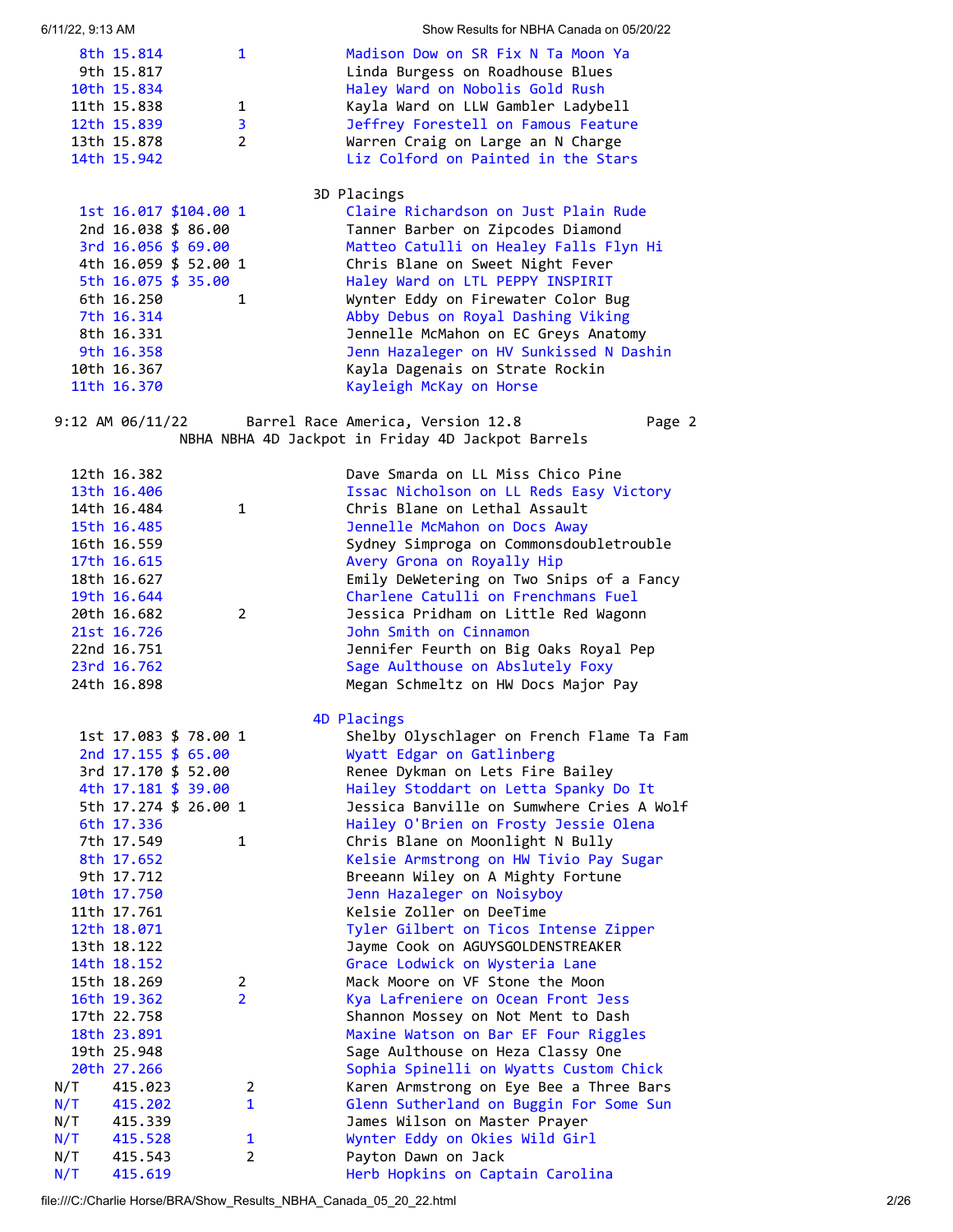| Place | Time | Payout | Code | Rider on Horse |
|---|---|---|---|---|
| 8th | 15.814 | | 1 | Madison Dow on SR Fix N Ta Moon Ya |
| 9th | 15.817 | | | Linda Burgess on Roadhouse Blues |
| 10th | 15.834 | | | Haley Ward on Nobolis Gold Rush |
| 11th | 15.838 | | 1 | Kayla Ward on LLW Gambler Ladybell |
| 12th | 15.839 | | 3 | Jeffrey Forestell on Famous Feature |
| 13th | 15.878 | | 2 | Warren Craig on Large an N Charge |
| 14th | 15.942 | | | Liz Colford on Painted in the Stars |

### 3D Placings

| Place | Time | Payout | Code | Rider on Horse |
|---|---|---|---|---|
| 1st | 16.017 | $104.00 | 1 | Claire Richardson on Just Plain Rude |
| 2nd | 16.038 | $ 86.00 | | Tanner Barber on Zipcodes Diamond |
| 3rd | 16.056 | $ 69.00 | | Matteo Catulli on Healey Falls Flyn Hi |
| 4th | 16.059 | $ 52.00 | 1 | Chris Blane on Sweet Night Fever |
| 5th | 16.075 | $ 35.00 | | Haley Ward on LTL PEPPY INSPIRIT |
| 6th | 16.250 | | 1 | Wynter Eddy on Firewater Color Bug |
| 7th | 16.314 | | | Abby Debus on Royal Dashing Viking |
| 8th | 16.331 | | | Jennelle McMahon on EC Greys Anatomy |
| 9th | 16.358 | | | Jenn Hazaleger on HV Sunkissed N Dashin |
| 10th | 16.367 | | | Kayla Dagenais on Strate Rockin |
| 11th | 16.370 | | | Kayleigh McKay on Horse |

9:12 AM 06/11/22 Barrel Race America, Version 12.8 Page 2

NBHA NBHA 4D Jackpot in Friday 4D Jackpot Barrels

| Place | Time | Payout | Code | Rider on Horse |
|---|---|---|---|---|
| 12th | 16.382 | | | Dave Smarda on LL Miss Chico Pine |
| 13th | 16.406 | | | Issac Nicholson on LL Reds Easy Victory |
| 14th | 16.484 | | 1 | Chris Blane on Lethal Assault |
| 15th | 16.485 | | | Jennelle McMahon on Docs Away |
| 16th | 16.559 | | | Sydney Simproga on Commonsdoubletrouble |
| 17th | 16.615 | | | Avery Grona on Royally Hip |
| 18th | 16.627 | | | Emily DeWetering on Two Snips of a Fancy |
| 19th | 16.644 | | | Charlene Catulli on Frenchmans Fuel |
| 20th | 16.682 | | 2 | Jessica Pridham on Little Red Wagonn |
| 21st | 16.726 | | | John Smith on Cinnamon |
| 22nd | 16.751 | | | Jennifer Feurth on Big Oaks Royal Pep |
| 23rd | 16.762 | | | Sage Aulthouse on Abslutely Foxy |
| 24th | 16.898 | | | Megan Schmeltz on HW Docs Major Pay |

### 4D Placings

| Place | Time | Payout | Code | Rider on Horse |
|---|---|---|---|---|
| 1st | 17.083 | $ 78.00 | 1 | Shelby Olyschlager on French Flame Ta Fam |
| 2nd | 17.155 | $ 65.00 | | Wyatt Edgar on Gatlinberg |
| 3rd | 17.170 | $ 52.00 | | Renee Dykman on Lets Fire Bailey |
| 4th | 17.181 | $ 39.00 | | Hailey Stoddart on Letta Spanky Do It |
| 5th | 17.274 | $ 26.00 | 1 | Jessica Banville on Sumwhere Cries A Wolf |
| 6th | 17.336 | | | Hailey O'Brien on Frosty Jessie Olena |
| 7th | 17.549 | | 1 | Chris Blane on Moonlight N Bully |
| 8th | 17.652 | | | Kelsie Armstrong on HW Tivio Pay Sugar |
| 9th | 17.712 | | | Breeann Wiley on A Mighty Fortune |
| 10th | 17.750 | | | Jenn Hazaleger on Noisyboy |
| 11th | 17.761 | | | Kelsie Zoller on DeeTime |
| 12th | 18.071 | | | Tyler Gilbert on Ticos Intense Zipper |
| 13th | 18.122 | | | Jayme Cook on AGUYSGOLDENSTREAKER |
| 14th | 18.152 | | | Grace Lodwick on Wysteria Lane |
| 15th | 18.269 | | 2 | Mack Moore on VF Stone the Moon |
| 16th | 19.362 | | 2 | Kya Lafreniere on Ocean Front Jess |
| 17th | 22.758 | | | Shannon Mossey on Not Ment to Dash |
| 18th | 23.891 | | | Maxine Watson on Bar EF Four Riggles |
| 19th | 25.948 | | | Sage Aulthouse on Heza Classy One |
| 20th | 27.266 | | | Sophia Spinelli on Wyatts Custom Chick |
| N/T | 415.023 | | 2 | Karen Armstrong on Eye Bee a Three Bars |
| N/T | 415.202 | | 1 | Glenn Sutherland on Buggin For Some Sun |
| N/T | 415.339 | | | James Wilson on Master Prayer |
| N/T | 415.528 | | 1 | Wynter Eddy on Okies Wild Girl |
| N/T | 415.543 | | 2 | Payton Dawn on Jack |
| N/T | 415.619 | | | Herb Hopkins on Captain Carolina |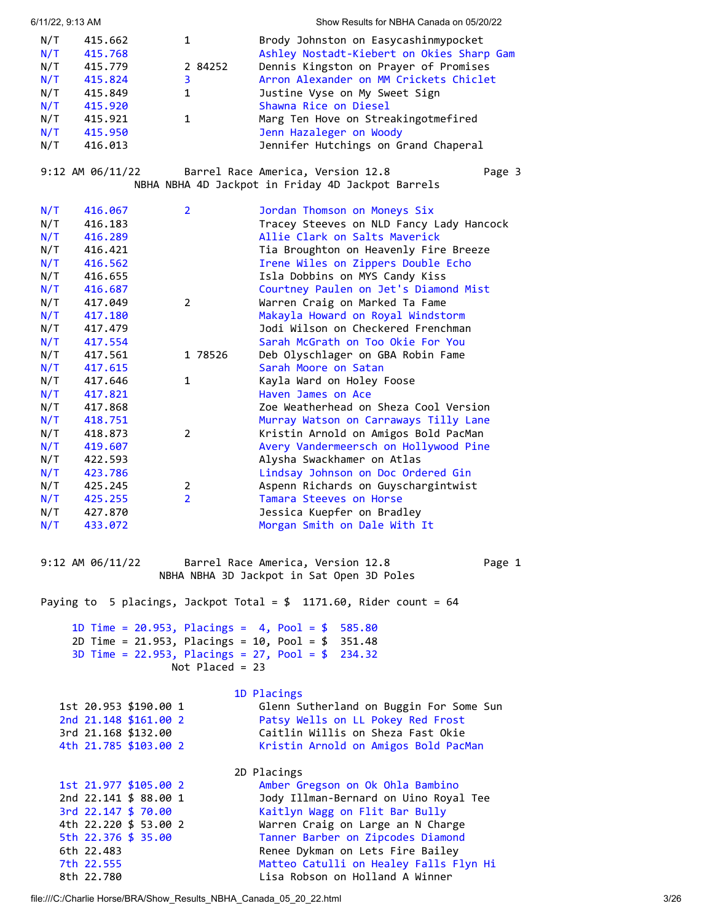| | | | |
|---|---|---|---|
| N/T | 415.662 | 1 | Brody Johnston on Easycashinmypocket |
| N/T | 415.768 | | Ashley Nostadt-Kiebert on Okies Sharp Gam |
| N/T | 415.779 | 2 84252 | Dennis Kingston on Prayer of Promises |
| N/T | 415.824 | 3 | Arron Alexander on MM Crickets Chiclet |
| N/T | 415.849 | 1 | Justine Vyse on My Sweet Sign |
| N/T | 415.920 | | Shawna Rice on Diesel |
| N/T | 415.921 | 1 | Marg Ten Hove on Streakingotmefired |
| N/T | 415.950 | | Jenn Hazaleger on Woody |
| N/T | 416.013 | | Jennifer Hutchings on Grand Chaperal |

9:12 AM 06/11/22 Barrel Race America, Version 12.8 Page 3

NBHA NBHA 4D Jackpot in Friday 4D Jackpot Barrels

| | | | |
|---|---|---|---|
| N/T | 416.067 | 2 | Jordan Thomson on Moneys Six |
| N/T | 416.183 | | Tracey Steeves on NLD Fancy Lady Hancock |
| N/T | 416.289 | | Allie Clark on Salts Maverick |
| N/T | 416.421 | | Tia Broughton on Heavenly Fire Breeze |
| N/T | 416.562 | | Irene Wiles on Zippers Double Echo |
| N/T | 416.655 | | Isla Dobbins on MYS Candy Kiss |
| N/T | 416.687 | | Courtney Paulen on Jet's Diamond Mist |
| N/T | 417.049 | 2 | Warren Craig on Marked Ta Fame |
| N/T | 417.180 | | Makayla Howard on Royal Windstorm |
| N/T | 417.479 | | Jodi Wilson on Checkered Frenchman |
| N/T | 417.554 | | Sarah McGrath on Too Okie For You |
| N/T | 417.561 | 1 78526 | Deb Olyschlager on GBA Robin Fame |
| N/T | 417.615 | | Sarah Moore on Satan |
| N/T | 417.646 | 1 | Kayla Ward on Holey Foose |
| N/T | 417.821 | | Haven James on Ace |
| N/T | 417.868 | | Zoe Weatherhead on Sheza Cool Version |
| N/T | 418.751 | | Murray Watson on Carraways Tilly Lane |
| N/T | 418.873 | 2 | Kristin Arnold on Amigos Bold PacMan |
| N/T | 419.607 | | Avery Vandermeersch on Hollywood Pine |
| N/T | 422.593 | | Alysha Swackhamer on Atlas |
| N/T | 423.786 | | Lindsay Johnson on Doc Ordered Gin |
| N/T | 425.245 | 2 | Aspenn Richards on Guyschargintwist |
| N/T | 425.255 | 2 | Tamara Steeves on Horse |
| N/T | 427.870 | | Jessica Kuepfer on Bradley |
| N/T | 433.072 | | Morgan Smith on Dale With It |

9:12 AM 06/11/22 Barrel Race America, Version 12.8 Page 1

NBHA NBHA 3D Jackpot in Sat Open 3D Poles

Paying to 5 placings, Jackpot Total = $ 1171.60, Rider count = 64

1D Time = 20.953, Placings = 4, Pool = $ 585.80
2D Time = 21.953, Placings = 10, Pool = $ 351.48
3D Time = 22.953, Placings = 27, Pool = $ 234.32
Not Placed = 23

1D Placings

| | | | | |
|---|---|---|---|---|
| 1st | 20.953 | $190.00 | 1 | Glenn Sutherland on Buggin For Some Sun |
| 2nd | 21.148 | $161.00 | 2 | Patsy Wells on LL Pokey Red Frost |
| 3rd | 21.168 | $132.00 | | Caitlin Willis on Sheza Fast Okie |
| 4th | 21.785 | $103.00 | 2 | Kristin Arnold on Amigos Bold PacMan |

2D Placings

| | | | | |
|---|---|---|---|---|
| 1st | 21.977 | $105.00 | 2 | Amber Gregson on Ok Ohla Bambino |
| 2nd | 22.141 | $ 88.00 | 1 | Jody Illman-Bernard on Uino Royal Tee |
| 3rd | 22.147 | $ 70.00 | | Kaitlyn Wagg on Flit Bar Bully |
| 4th | 22.220 | $ 53.00 | 2 | Warren Craig on Large an N Charge |
| 5th | 22.376 | $ 35.00 | | Tanner Barber on Zipcodes Diamond |
| 6th | 22.483 | | | Renee Dykman on Lets Fire Bailey |
| 7th | 22.555 | | | Matteo Catulli on Healey Falls Flyn Hi |
| 8th | 22.780 | | | Lisa Robson on Holland A Winner |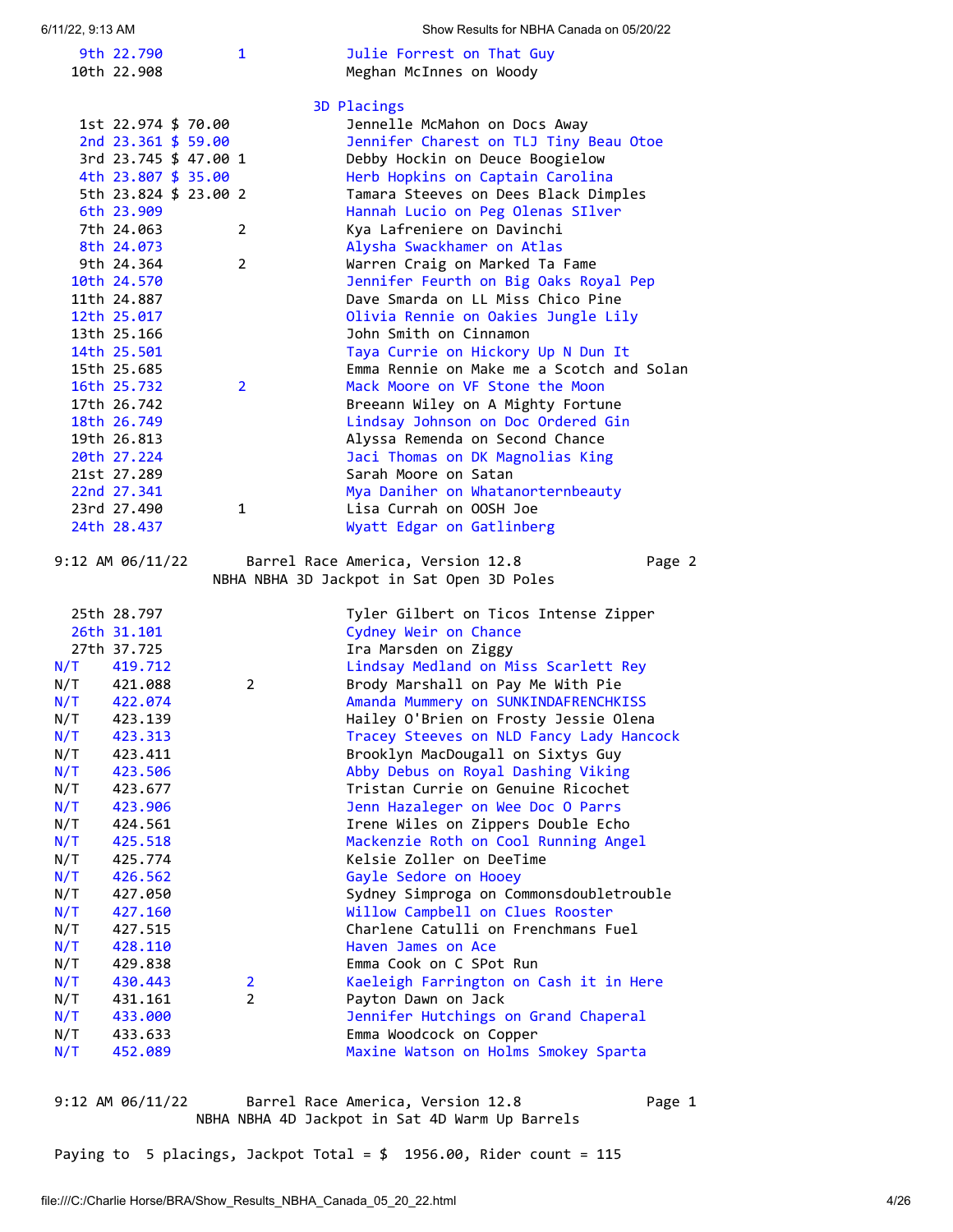| Place | Time | Payout | Div | Rider / Horse |
|---|---|---|---|---|
| 9th | 22.790 | | 1 | Julie Forrest on That Guy |
| 10th | 22.908 | | | Meghan McInnes on Woody |

### 3D Placings

| Place | Time | Payout | Div | Rider / Horse |
|---|---|---|---|---|
| 1st | 22.974 | $ 70.00 | | Jennelle McMahon on Docs Away |
| 2nd | 23.361 | $ 59.00 | | Jennifer Charest on TLJ Tiny Beau Otoe |
| 3rd | 23.745 | $ 47.00 | 1 | Debby Hockin on Deuce Boogielow |
| 4th | 23.807 | $ 35.00 | | Herb Hopkins on Captain Carolina |
| 5th | 23.824 | $ 23.00 | 2 | Tamara Steeves on Dees Black Dimples |
| 6th | 23.909 | | | Hannah Lucio on Peg Olenas SIlver |
| 7th | 24.063 | | 2 | Kya Lafreniere on Davinchi |
| 8th | 24.073 | | | Alysha Swackhamer on Atlas |
| 9th | 24.364 | | 2 | Warren Craig on Marked Ta Fame |
| 10th | 24.570 | | | Jennifer Feurth on Big Oaks Royal Pep |
| 11th | 24.887 | | | Dave Smarda on LL Miss Chico Pine |
| 12th | 25.017 | | | Olivia Rennie on Oakies Jungle Lily |
| 13th | 25.166 | | | John Smith on Cinnamon |
| 14th | 25.501 | | | Taya Currie on Hickory Up N Dun It |
| 15th | 25.685 | | | Emma Rennie on Make me a Scotch and Solan |
| 16th | 25.732 | | 2 | Mack Moore on VF Stone the Moon |
| 17th | 26.742 | | | Breeann Wiley on A Mighty Fortune |
| 18th | 26.749 | | | Lindsay Johnson on Doc Ordered Gin |
| 19th | 26.813 | | | Alyssa Remenda on Second Chance |
| 20th | 27.224 | | | Jaci Thomas on DK Magnolias King |
| 21st | 27.289 | | | Sarah Moore on Satan |
| 22nd | 27.341 | | | Mya Daniher on Whatanorternbeauty |
| 23rd | 27.490 | | 1 | Lisa Currah on OOSH Joe |
| 24th | 28.437 | | | Wyatt Edgar on Gatlinberg |

9:12 AM 06/11/22 Barrel Race America, Version 12.8 Page 2

NBHA NBHA 3D Jackpot in Sat Open 3D Poles

| Place | Time | Payout | Div | Rider / Horse |
|---|---|---|---|---|
| 25th | 28.797 | | | Tyler Gilbert on Ticos Intense Zipper |
| 26th | 31.101 | | | Cydney Weir on Chance |
| 27th | 37.725 | | | Ira Marsden on Ziggy |
| N/T | 419.712 | | | Lindsay Medland on Miss Scarlett Rey |
| N/T | 421.088 | | 2 | Brody Marshall on Pay Me With Pie |
| N/T | 422.074 | | | Amanda Mummery on SUNKINDAFRENCHKISS |
| N/T | 423.139 | | | Hailey O'Brien on Frosty Jessie Olena |
| N/T | 423.313 | | | Tracey Steeves on NLD Fancy Lady Hancock |
| N/T | 423.411 | | | Brooklyn MacDougall on Sixtys Guy |
| N/T | 423.506 | | | Abby Debus on Royal Dashing Viking |
| N/T | 423.677 | | | Tristan Currie on Genuine Ricochet |
| N/T | 423.906 | | | Jenn Hazaleger on Wee Doc O Parrs |
| N/T | 424.561 | | | Irene Wiles on Zippers Double Echo |
| N/T | 425.518 | | | Mackenzie Roth on Cool Running Angel |
| N/T | 425.774 | | | Kelsie Zoller on DeeTime |
| N/T | 426.562 | | | Gayle Sedore on Hooey |
| N/T | 427.050 | | | Sydney Simproga on Commonsdoubletrouble |
| N/T | 427.160 | | | Willow Campbell on Clues Rooster |
| N/T | 427.515 | | | Charlene Catulli on Frenchmans Fuel |
| N/T | 428.110 | | | Haven James on Ace |
| N/T | 429.838 | | | Emma Cook on C SPot Run |
| N/T | 430.443 | | 2 | Kaeleigh Farrington on Cash it in Here |
| N/T | 431.161 | | 2 | Payton Dawn on Jack |
| N/T | 433.000 | | | Jennifer Hutchings on Grand Chaperal |
| N/T | 433.633 | | | Emma Woodcock on Copper |
| N/T | 452.089 | | | Maxine Watson on Holms Smokey Sparta |

9:12 AM 06/11/22 Barrel Race America, Version 12.8 Page 1

NBHA NBHA 4D Jackpot in Sat 4D Warm Up Barrels

Paying to 5 placings, Jackpot Total = $ 1956.00, Rider count = 115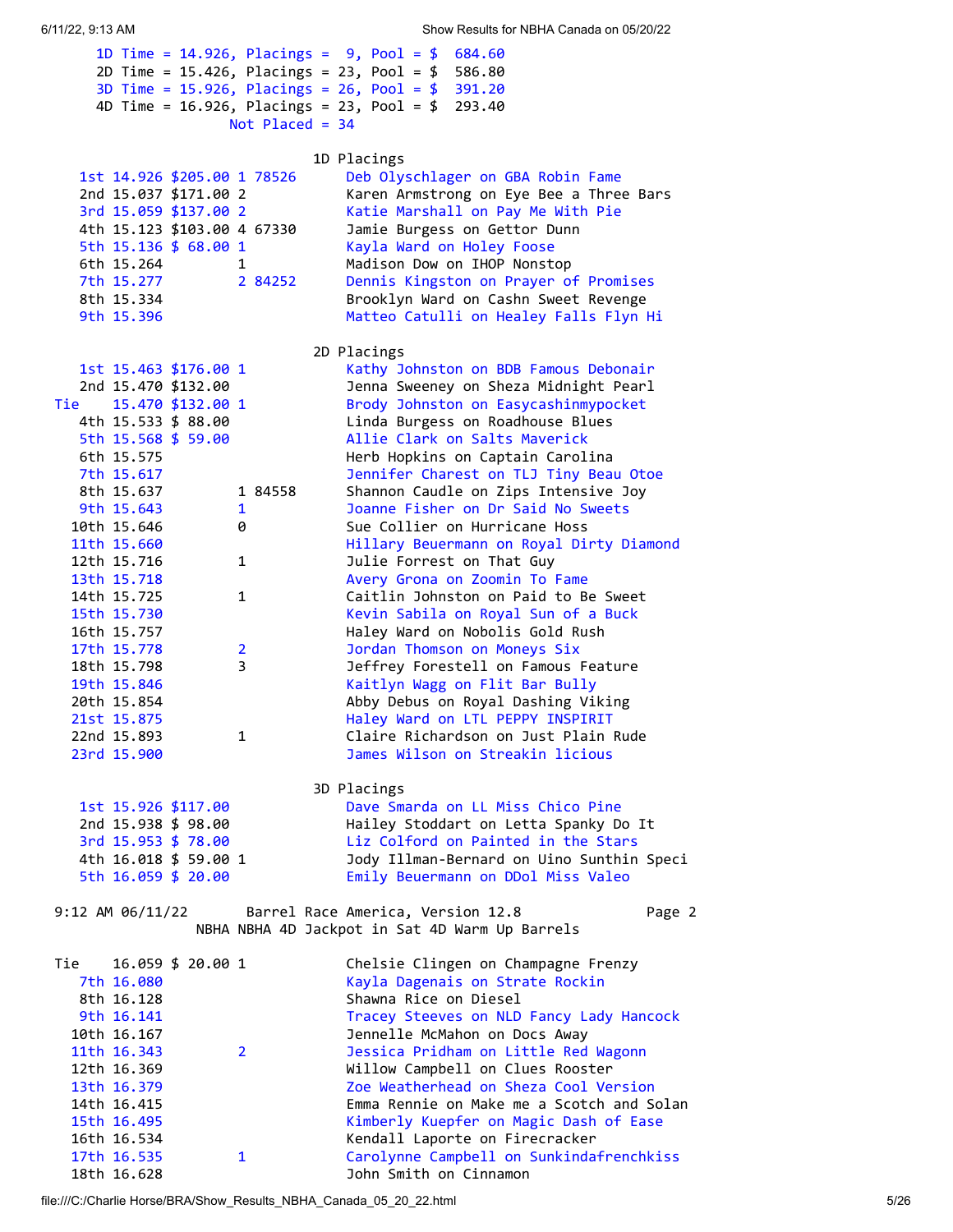1D Time = 14.926, Placings = 9, Pool = $ 684.60
2D Time = 15.426, Placings = 23, Pool = $ 586.80
3D Time = 15.926, Placings = 26, Pool = $ 391.20
4D Time = 16.926, Placings = 23, Pool = $ 293.40
Not Placed = 34

## 1D Placings

| Place | Time | Money | | | Rider on Horse |
|---|---|---|---|---|---|
| 1st | 14.926 | $205.00 | 1 | 78526 | Deb Olyschlager on GBA Robin Fame |
| 2nd | 15.037 | $171.00 | 2 | | Karen Armstrong on Eye Bee a Three Bars |
| 3rd | 15.059 | $137.00 | 2 | | Katie Marshall on Pay Me With Pie |
| 4th | 15.123 | $103.00 | 4 | 67330 | Jamie Burgess on Gettor Dunn |
| 5th | 15.136 | $ 68.00 | 1 | | Kayla Ward on Holey Foose |
| 6th | 15.264 | | 1 | | Madison Dow on IHOP Nonstop |
| 7th | 15.277 | | 2 | 84252 | Dennis Kingston on Prayer of Promises |
| 8th | 15.334 | | | | Brooklyn Ward on Cashn Sweet Revenge |
| 9th | 15.396 | | | | Matteo Catulli on Healey Falls Flyn Hi |

## 2D Placings

| Place | Time | Money | | | Rider on Horse |
|---|---|---|---|---|---|
| 1st | 15.463 | $176.00 | 1 | | Kathy Johnston on BDB Famous Debonair |
| 2nd | 15.470 | $132.00 | | | Jenna Sweeney on Sheza Midnight Pearl |
| Tie | 15.470 | $132.00 | 1 | | Brody Johnston on Easycashinmypocket |
| 4th | 15.533 | $ 88.00 | | | Linda Burgess on Roadhouse Blues |
| 5th | 15.568 | $ 59.00 | | | Allie Clark on Salts Maverick |
| 6th | 15.575 | | | | Herb Hopkins on Captain Carolina |
| 7th | 15.617 | | | | Jennifer Charest on TLJ Tiny Beau Otoe |
| 8th | 15.637 | | 1 | 84558 | Shannon Caudle on Zips Intensive Joy |
| 9th | 15.643 | | 1 | | Joanne Fisher on Dr Said No Sweets |
| 10th | 15.646 | | 0 | | Sue Collier on Hurricane Hoss |
| 11th | 15.660 | | | | Hillary Beuermann on Royal Dirty Diamond |
| 12th | 15.716 | | 1 | | Julie Forrest on That Guy |
| 13th | 15.718 | | | | Avery Grona on Zoomin To Fame |
| 14th | 15.725 | | 1 | | Caitlin Johnston on Paid to Be Sweet |
| 15th | 15.730 | | | | Kevin Sabila on Royal Sun of a Buck |
| 16th | 15.757 | | | | Haley Ward on Nobolis Gold Rush |
| 17th | 15.778 | | 2 | | Jordan Thomson on Moneys Six |
| 18th | 15.798 | | 3 | | Jeffrey Forestell on Famous Feature |
| 19th | 15.846 | | | | Kaitlyn Wagg on Flit Bar Bully |
| 20th | 15.854 | | | | Abby Debus on Royal Dashing Viking |
| 21st | 15.875 | | | | Haley Ward on LTL PEPPY INSPIRIT |
| 22nd | 15.893 | | 1 | | Claire Richardson on Just Plain Rude |
| 23rd | 15.900 | | | | James Wilson on Streakin licious |

## 3D Placings

| Place | Time | Money | | | Rider on Horse |
|---|---|---|---|---|---|
| 1st | 15.926 | $117.00 | | | Dave Smarda on LL Miss Chico Pine |
| 2nd | 15.938 | $ 98.00 | | | Hailey Stoddart on Letta Spanky Do It |
| 3rd | 15.953 | $ 78.00 | | | Liz Colford on Painted in the Stars |
| 4th | 16.018 | $ 59.00 | 1 | | Jody Illman-Bernard on Uino Sunthin Speci |
| 5th | 16.059 | $ 20.00 | | | Emily Beuermann on DDol Miss Valeo |

9:12 AM 06/11/22 Barrel Race America, Version 12.8 Page 2
NBHA NBHA 4D Jackpot in Sat 4D Warm Up Barrels

| Place | Time | Money | | | Rider on Horse |
|---|---|---|---|---|---|
| Tie | 16.059 | $ 20.00 | 1 | | Chelsie Clingen on Champagne Frenzy |
| 7th | 16.080 | | | | Kayla Dagenais on Strate Rockin |
| 8th | 16.128 | | | | Shawna Rice on Diesel |
| 9th | 16.141 | | | | Tracey Steeves on NLD Fancy Lady Hancock |
| 10th | 16.167 | | | | Jennelle McMahon on Docs Away |
| 11th | 16.343 | | 2 | | Jessica Pridham on Little Red Wagonn |
| 12th | 16.369 | | | | Willow Campbell on Clues Rooster |
| 13th | 16.379 | | | | Zoe Weatherhead on Sheza Cool Version |
| 14th | 16.415 | | | | Emma Rennie on Make me a Scotch and Solan |
| 15th | 16.495 | | | | Kimberly Kuepfer on Magic Dash of Ease |
| 16th | 16.534 | | | | Kendall Laporte on Firecracker |
| 17th | 16.535 | | 1 | | Carolynne Campbell on Sunkindafrenchkiss |
| 18th | 16.628 | | | | John Smith on Cinnamon |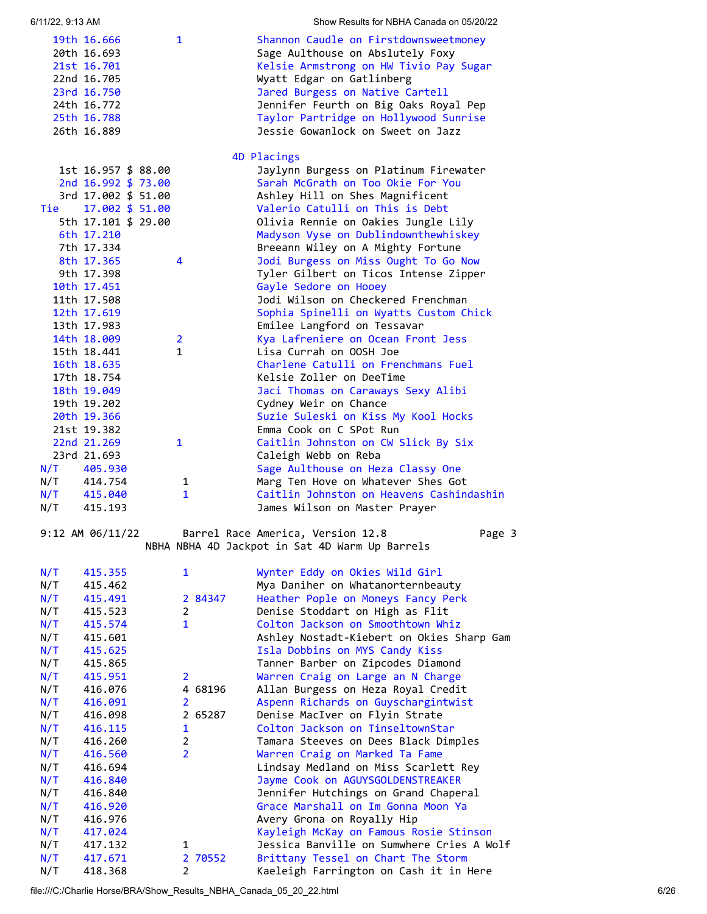| Place | Time | Payout | | Rider on Horse |
|---|---|---|---|---|
| 19th | 16.666 | | 1 | Shannon Caudle on Firstdownsweetmoney |
| 20th | 16.693 | | | Sage Althouse on Abslutely Foxy |
| 21st | 16.701 | | | Kelsie Armstrong on HW Tivio Pay Sugar |
| 22nd | 16.705 | | | Wyatt Edgar on Gatlinberg |
| 23rd | 16.750 | | | Jared Burgess on Native Cartell |
| 24th | 16.772 | | | Jennifer Feurth on Big Oaks Royal Pep |
| 25th | 16.788 | | | Taylor Partridge on Hollywood Sunrise |
| 26th | 16.889 | | | Jessie Gowanlock on Sweet on Jazz |

4D Placings

| Place | Time | Payout | | Rider on Horse |
|---|---|---|---|---|
| 1st | 16.957 | $ 88.00 | | Jaylynn Burgess on Platinum Firewater |
| 2nd | 16.992 | $ 73.00 | | Sarah McGrath on Too Okie For You |
| 3rd | 17.002 | $ 51.00 | | Ashley Hill on Shes Magnificent |
| Tie | 17.002 | $ 51.00 | | Valerio Catulli on This is Debt |
| 5th | 17.101 | $ 29.00 | | Olivia Rennie on Oakies Jungle Lily |
| 6th | 17.210 | | | Madyson Vyse on Dublindownthewhiskey |
| 7th | 17.334 | | | Breeann Wiley on A Mighty Fortune |
| 8th | 17.365 | | 4 | Jodi Burgess on Miss Ought To Go Now |
| 9th | 17.398 | | | Tyler Gilbert on Ticos Intense Zipper |
| 10th | 17.451 | | | Gayle Sedore on Hooey |
| 11th | 17.508 | | | Jodi Wilson on Checkered Frenchman |
| 12th | 17.619 | | | Sophia Spinelli on Wyatts Custom Chick |
| 13th | 17.983 | | | Emilee Langford on Tessavar |
| 14th | 18.009 | | 2 | Kya Lafreniere on Ocean Front Jess |
| 15th | 18.441 | | 1 | Lisa Currah on OOSH Joe |
| 16th | 18.635 | | | Charlene Catulli on Frenchmans Fuel |
| 17th | 18.754 | | | Kelsie Zoller on DeeTime |
| 18th | 19.049 | | | Jaci Thomas on Caraways Sexy Alibi |
| 19th | 19.202 | | | Cydney Weir on Chance |
| 20th | 19.366 | | | Suzie Suleski on Kiss My Kool Hocks |
| 21st | 19.382 | | | Emma Cook on C SPot Run |
| 22nd | 21.269 | | 1 | Caitlin Johnston on CW Slick By Six |
| 23rd | 21.693 | | | Caleigh Webb on Reba |
| N/T | 405.930 | | | Sage Althouse on Heza Classy One |
| N/T | 414.754 | | 1 | Marg Ten Hove on Whatever Shes Got |
| N/T | 415.040 | | 1 | Caitlin Johnston on Heavens Cashindashin |
| N/T | 415.193 | | | James Wilson on Master Prayer |

9:12 AM 06/11/22 Barrel Race America, Version 12.8 Page 3

NBHA NBHA 4D Jackpot in Sat 4D Warm Up Barrels

| Place | Time | Payout | | Rider on Horse |
|---|---|---|---|---|
| N/T | 415.355 | | 1 | Wynter Eddy on Okies Wild Girl |
| N/T | 415.462 | | | Mya Daniher on Whatanorternbeauty |
| N/T | 415.491 | | 2 84347 | Heather Pople on Moneys Fancy Perk |
| N/T | 415.523 | | 2 | Denise Stoddart on High as Flit |
| N/T | 415.574 | | 1 | Colton Jackson on Smoothtown Whiz |
| N/T | 415.601 | | | Ashley Nostadt-Kiebert on Okies Sharp Gam |
| N/T | 415.625 | | | Isla Dobbins on MYS Candy Kiss |
| N/T | 415.865 | | | Tanner Barber on Zipcodes Diamond |
| N/T | 415.951 | | 2 | Warren Craig on Large an N Charge |
| N/T | 416.076 | | 4 68196 | Allan Burgess on Heza Royal Credit |
| N/T | 416.091 | | 2 | Aspenn Richards on Guyschargintwist |
| N/T | 416.098 | | 2 65287 | Denise MacIver on Flyin Strate |
| N/T | 416.115 | | 1 | Colton Jackson on TinseltownStar |
| N/T | 416.260 | | 2 | Tamara Steeves on Dees Black Dimples |
| N/T | 416.560 | | 2 | Warren Craig on Marked Ta Fame |
| N/T | 416.694 | | | Lindsay Medland on Miss Scarlett Rey |
| N/T | 416.840 | | | Jayme Cook on AGUYSGOLDENSTREAKER |
| N/T | 416.840 | | | Jennifer Hutchings on Grand Chaperal |
| N/T | 416.920 | | | Grace Marshall on Im Gonna Moon Ya |
| N/T | 416.976 | | | Avery Grona on Royally Hip |
| N/T | 417.024 | | | Kayleigh McKay on Famous Rosie Stinson |
| N/T | 417.132 | | 1 | Jessica Banville on Sumwhere Cries A Wolf |
| N/T | 417.671 | | 2 70552 | Brittany Tessel on Chart The Storm |
| N/T | 418.368 | | 2 | Kaeleigh Farrington on Cash it in Here |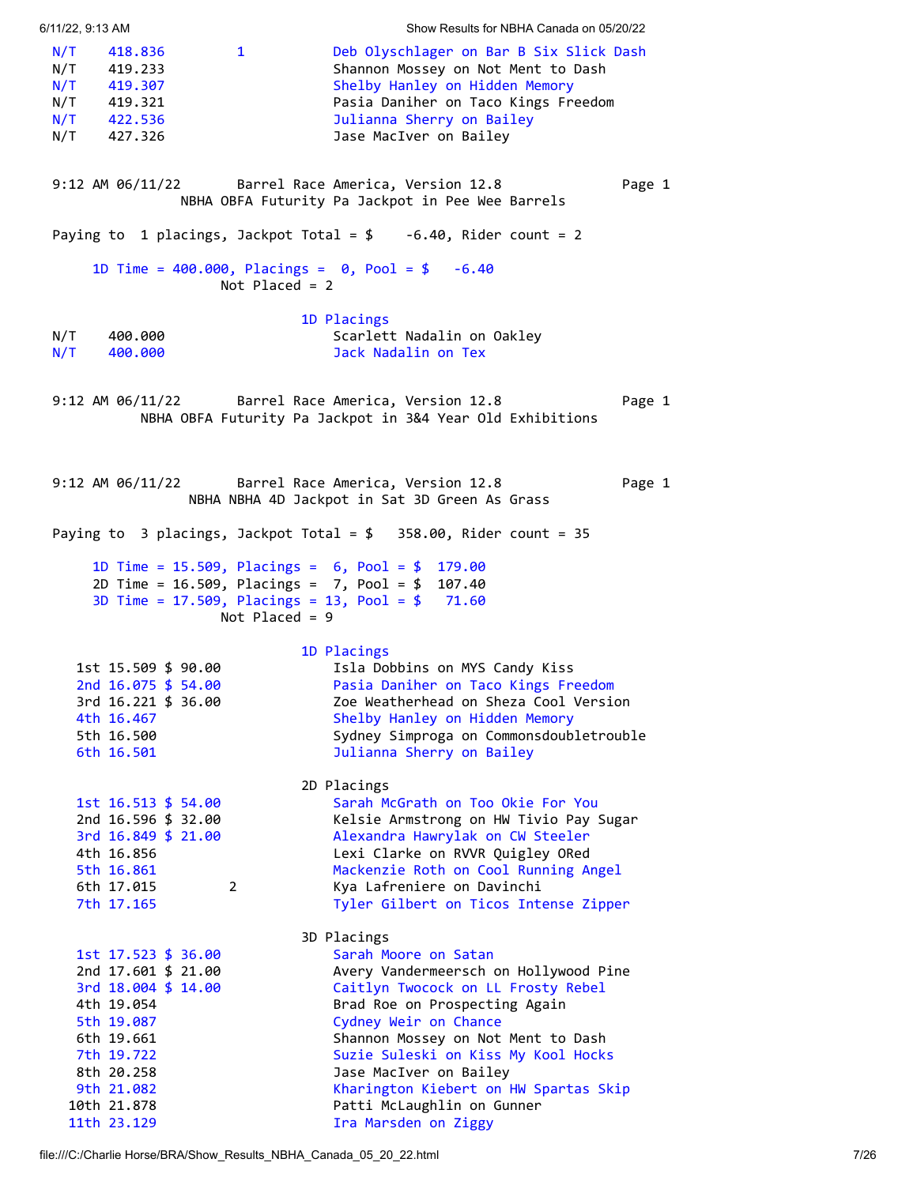```
N/T    418.836        1          Deb Olyschlager on Bar B Six Slick Dash
N/T    419.233                   Shannon Mossey on Not Ment to Dash
N/T    419.307                   Shelby Hanley on Hidden Memory
N/T    419.321                   Pasia Daniher on Taco Kings Freedom
N/T    422.536                   Julianna Sherry on Bailey
N/T    427.326                   Jase MacIver on Bailey
```

```
9:12 AM 06/11/22       Barrel Race America, Version 12.8              Page 1
              NBHA OBFA Futurity Pa Jackpot in Pee Wee Barrels

Paying to  1 placings, Jackpot Total = $    -6.40, Rider count = 2

     1D Time = 400.000, Placings =  0, Pool = $   -6.40
                     Not Placed = 2

                              1D Placings
N/T    400.000                   Scarlett Nadalin on Oakley
N/T    400.000                   Jack Nadalin on Tex
```

```
9:12 AM 06/11/22       Barrel Race America, Version 12.8              Page 1
          NBHA OBFA Futurity Pa Jackpot in 3&4 Year Old Exhibitions
```

```
9:12 AM 06/11/22       Barrel Race America, Version 12.8              Page 1
               NBHA NBHA 4D Jackpot in Sat 3D Green As Grass

Paying to  3 placings, Jackpot Total = $   358.00, Rider count = 35

     1D Time = 15.509, Placings =  6, Pool = $  179.00
     2D Time = 16.509, Placings =  7, Pool = $  107.40
     3D Time = 17.509, Placings = 13, Pool = $   71.60
                     Not Placed = 9

                              1D Placings
   1st 15.509 $ 90.00            Isla Dobbins on MYS Candy Kiss
   2nd 16.075 $ 54.00            Pasia Daniher on Taco Kings Freedom
   3rd 16.221 $ 36.00            Zoe Weatherhead on Sheza Cool Version
   4th 16.467                    Shelby Hanley on Hidden Memory
   5th 16.500                    Sydney Simproga on Commonsdoubletrouble
   6th 16.501                    Julianna Sherry on Bailey

                              2D Placings
   1st 16.513 $ 54.00            Sarah McGrath on Too Okie For You
   2nd 16.596 $ 32.00            Kelsie Armstrong on HW Tivio Pay Sugar
   3rd 16.849 $ 21.00            Alexandra Hawrylak on CW Steeler
   4th 16.856                    Lexi Clarke on RVVR Quigley ORed
   5th 16.861                    Mackenzie Roth on Cool Running Angel
   6th 17.015         2          Kya Lafreniere on Davinchi
   7th 17.165                    Tyler Gilbert on Ticos Intense Zipper

                              3D Placings
   1st 17.523 $ 36.00            Sarah Moore on Satan
   2nd 17.601 $ 21.00            Avery Vandermeersch on Hollywood Pine
   3rd 18.004 $ 14.00            Caitlyn Twocock on LL Frosty Rebel
   4th 19.054                    Brad Roe on Prospecting Again
   5th 19.087                    Cydney Weir on Chance
   6th 19.661                    Shannon Mossey on Not Ment to Dash
   7th 19.722                    Suzie Suleski on Kiss My Kool Hocks
   8th 20.258                    Jase MacIver on Bailey
   9th 21.082                    Kharington Kiebert on HW Spartas Skip
  10th 21.878                    Patti McLaughlin on Gunner
  11th 23.129                    Ira Marsden on Ziggy
```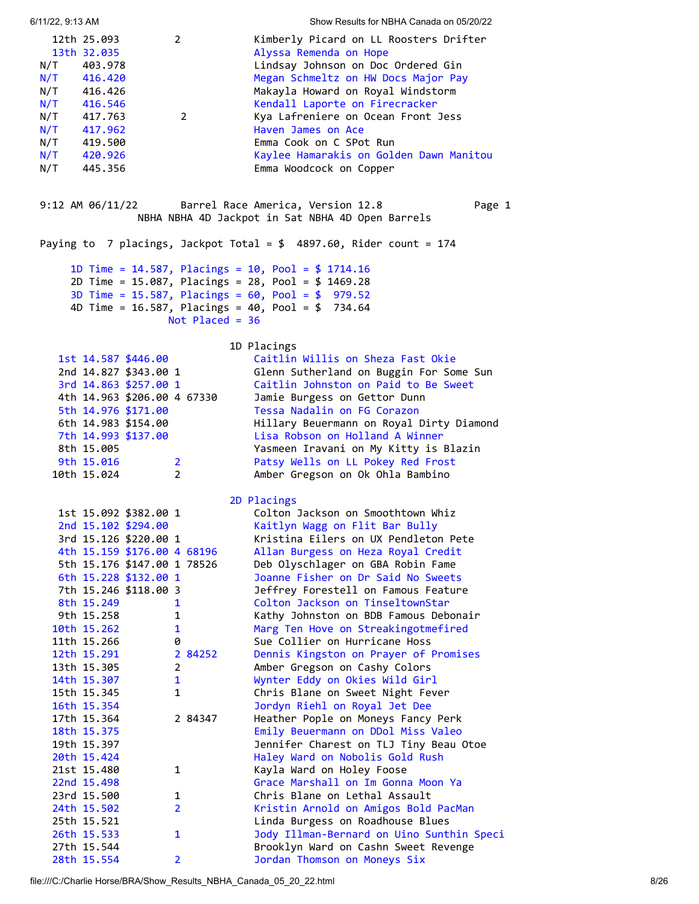| Place | Time | Earnings | | ID | Rider / Horse |
|---|---|---|---|---|---|
| 12th | 25.093 | | 2 | | Kimberly Picard on LL Roosters Drifter |
| 13th | 32.035 | | | | Alyssa Remenda on Hope |
| N/T | 403.978 | | | | Lindsay Johnson on Doc Ordered Gin |
| N/T | 416.420 | | | | Megan Schmeltz on HW Docs Major Pay |
| N/T | 416.426 | | | | Makayla Howard on Royal Windstorm |
| N/T | 416.546 | | | | Kendall Laporte on Firecracker |
| N/T | 417.763 | | 2 | | Kya Lafreniere on Ocean Front Jess |
| N/T | 417.962 | | | | Haven James on Ace |
| N/T | 419.500 | | | | Emma Cook on C SPot Run |
| N/T | 420.926 | | | | Kaylee Hamarakis on Golden Dawn Manitou |
| N/T | 445.356 | | | | Emma Woodcock on Copper |

9:12 AM 06/11/22 Barrel Race America, Version 12.8 Page 1

NBHA NBHA 4D Jackpot in Sat NBHA 4D Open Barrels

Paying to 7 placings, Jackpot Total = $ 4897.60, Rider count = 174

1D Time = 14.587, Placings = 10, Pool = $ 1714.16
2D Time = 15.087, Placings = 28, Pool = $ 1469.28
3D Time = 15.587, Placings = 60, Pool = $ 979.52
4D Time = 16.587, Placings = 40, Pool = $ 734.64
Not Placed = 36

## 1D Placings

| Place | Time | Earnings | | ID | Rider / Horse |
|---|---|---|---|---|---|
| 1st | 14.587 | $446.00 | | | Caitlin Willis on Sheza Fast Okie |
| 2nd | 14.827 | $343.00 | 1 | | Glenn Sutherland on Buggin For Some Sun |
| 3rd | 14.863 | $257.00 | 1 | | Caitlin Johnston on Paid to Be Sweet |
| 4th | 14.963 | $206.00 | 4 | 67330 | Jamie Burgess on Gettor Dunn |
| 5th | 14.976 | $171.00 | | | Tessa Nadalin on FG Corazon |
| 6th | 14.983 | $154.00 | | | Hillary Beuermann on Royal Dirty Diamond |
| 7th | 14.993 | $137.00 | | | Lisa Robson on Holland A Winner |
| 8th | 15.005 | | | | Yasmeen Iravani on My Kitty is Blazin |
| 9th | 15.016 | | 2 | | Patsy Wells on LL Pokey Red Frost |
| 10th | 15.024 | | 2 | | Amber Gregson on Ok Ohla Bambino |

## 2D Placings

| Place | Time | Earnings | | ID | Rider / Horse |
|---|---|---|---|---|---|
| 1st | 15.092 | $382.00 | 1 | | Colton Jackson on Smoothtown Whiz |
| 2nd | 15.102 | $294.00 | | | Kaitlyn Wagg on Flit Bar Bully |
| 3rd | 15.126 | $220.00 | 1 | | Kristina Eilers on UX Pendleton Pete |
| 4th | 15.159 | $176.00 | 4 | 68196 | Allan Burgess on Heza Royal Credit |
| 5th | 15.176 | $147.00 | 1 | 78526 | Deb Olyschlager on GBA Robin Fame |
| 6th | 15.228 | $132.00 | 1 | | Joanne Fisher on Dr Said No Sweets |
| 7th | 15.246 | $118.00 | 3 | | Jeffrey Forestell on Famous Feature |
| 8th | 15.249 | | 1 | | Colton Jackson on TinseltownStar |
| 9th | 15.258 | | 1 | | Kathy Johnston on BDB Famous Debonair |
| 10th | 15.262 | | 1 | | Marg Ten Hove on Streakingotmefired |
| 11th | 15.266 | | 0 | | Sue Collier on Hurricane Hoss |
| 12th | 15.291 | | 2 | 84252 | Dennis Kingston on Prayer of Promises |
| 13th | 15.305 | | 2 | | Amber Gregson on Cashy Colors |
| 14th | 15.307 | | 1 | | Wynter Eddy on Okies Wild Girl |
| 15th | 15.345 | | 1 | | Chris Blane on Sweet Night Fever |
| 16th | 15.354 | | | | Jordyn Riehl on Royal Jet Dee |
| 17th | 15.364 | | 2 | 84347 | Heather Pople on Moneys Fancy Perk |
| 18th | 15.375 | | | | Emily Beuermann on DDol Miss Valeo |
| 19th | 15.397 | | | | Jennifer Charest on TLJ Tiny Beau Otoe |
| 20th | 15.424 | | | | Haley Ward on Nobolis Gold Rush |
| 21st | 15.480 | | 1 | | Kayla Ward on Holey Foose |
| 22nd | 15.498 | | | | Grace Marshall on Im Gonna Moon Ya |
| 23rd | 15.500 | | 1 | | Chris Blane on Lethal Assault |
| 24th | 15.502 | | 2 | | Kristin Arnold on Amigos Bold PacMan |
| 25th | 15.521 | | | | Linda Burgess on Roadhouse Blues |
| 26th | 15.533 | | 1 | | Jody Illman-Bernard on Uino Sunthin Speci |
| 27th | 15.544 | | | | Brooklyn Ward on Cashn Sweet Revenge |
| 28th | 15.554 | | 2 | | Jordan Thomson on Moneys Six |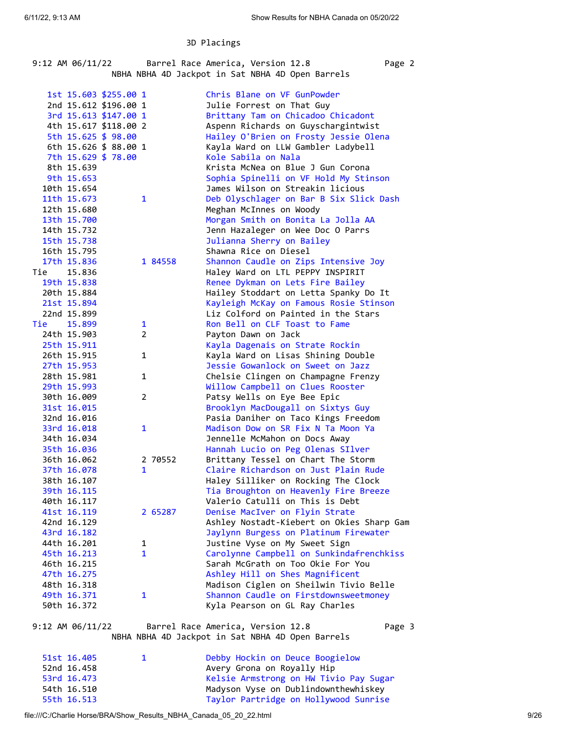3D Placings

9:12 AM 06/11/22 Barrel Race America, Version 12.8 Page 2

NBHA NBHA 4D Jackpot in Sat NBHA 4D Open Barrels

| Place | Time | Payout | | | Rider |
|---|---|---|---|---|---|
| 1st | 15.603 | $255.00 | 1 | | Chris Blane on VF GunPowder |
| 2nd | 15.612 | $196.00 | 1 | | Julie Forrest on That Guy |
| 3rd | 15.613 | $147.00 | 1 | | Brittany Tam on Chicadoo Chicadont |
| 4th | 15.617 | $118.00 | 2 | | Aspenn Richards on Guyschargintwist |
| 5th | 15.625 | $ 98.00 | | | Hailey O'Brien on Frosty Jessie Olena |
| 6th | 15.626 | $ 88.00 | 1 | | Kayla Ward on LLW Gambler Ladybell |
| 7th | 15.629 | $ 78.00 | | | Kole Sabila on Nala |
| 8th | 15.639 | | | | Krista McNea on Blue J Gun Corona |
| 9th | 15.653 | | | | Sophia Spinelli on VF Hold My Stinson |
| 10th | 15.654 | | | | James Wilson on Streakin licious |
| 11th | 15.673 | | 1 | | Deb Olyschlager on Bar B Six Slick Dash |
| 12th | 15.680 | | | | Meghan McInnes on Woody |
| 13th | 15.700 | | | | Morgan Smith on Bonita La Jolla AA |
| 14th | 15.732 | | | | Jenn Hazaleger on Wee Doc O Parrs |
| 15th | 15.738 | | | | Julianna Sherry on Bailey |
| 16th | 15.795 | | | | Shawna Rice on Diesel |
| 17th | 15.836 | | 1 | 84558 | Shannon Caudle on Zips Intensive Joy |
| Tie | 15.836 | | | | Haley Ward on LTL PEPPY INSPIRIT |
| 19th | 15.838 | | | | Renee Dykman on Lets Fire Bailey |
| 20th | 15.884 | | | | Hailey Stoddart on Letta Spanky Do It |
| 21st | 15.894 | | | | Kayleigh McKay on Famous Rosie Stinson |
| 22nd | 15.899 | | | | Liz Colford on Painted in the Stars |
| Tie | 15.899 | | 1 | | Ron Bell on CLF Toast to Fame |
| 24th | 15.903 | | 2 | | Payton Dawn on Jack |
| 25th | 15.911 | | | | Kayla Dagenais on Strate Rockin |
| 26th | 15.915 | | 1 | | Kayla Ward on Lisas Shining Double |
| 27th | 15.953 | | | | Jessie Gowanlock on Sweet on Jazz |
| 28th | 15.981 | | 1 | | Chelsie Clingen on Champagne Frenzy |
| 29th | 15.993 | | | | Willow Campbell on Clues Rooster |
| 30th | 16.009 | | 2 | | Patsy Wells on Eye Bee Epic |
| 31st | 16.015 | | | | Brooklyn MacDougall on Sixtys Guy |
| 32nd | 16.016 | | | | Pasia Daniher on Taco Kings Freedom |
| 33rd | 16.018 | | 1 | | Madison Dow on SR Fix N Ta Moon Ya |
| 34th | 16.034 | | | | Jennelle McMahon on Docs Away |
| 35th | 16.036 | | | | Hannah Lucio on Peg Olenas SIlver |
| 36th | 16.062 | | 2 | 70552 | Brittany Tessel on Chart The Storm |
| 37th | 16.078 | | 1 | | Claire Richardson on Just Plain Rude |
| 38th | 16.107 | | | | Haley Silliker on Rocking The Clock |
| 39th | 16.115 | | | | Tia Broughton on Heavenly Fire Breeze |
| 40th | 16.117 | | | | Valerio Catulli on This is Debt |
| 41st | 16.119 | | 2 | 65287 | Denise MacIver on Flyin Strate |
| 42nd | 16.129 | | | | Ashley Nostadt-Kiebert on Okies Sharp Gam |
| 43rd | 16.182 | | | | Jaylynn Burgess on Platinum Firewater |
| 44th | 16.201 | | 1 | | Justine Vyse on My Sweet Sign |
| 45th | 16.213 | | 1 | | Carolynne Campbell on Sunkindafrenchkiss |
| 46th | 16.215 | | | | Sarah McGrath on Too Okie For You |
| 47th | 16.275 | | | | Ashley Hill on Shes Magnificent |
| 48th | 16.318 | | | | Madison Ciglen on Sheilwin Tivio Belle |
| 49th | 16.371 | | 1 | | Shannon Caudle on Firstdownsweetmoney |
| 50th | 16.372 | | | | Kyla Pearson on GL Ray Charles |

9:12 AM 06/11/22 Barrel Race America, Version 12.8 Page 3

NBHA NBHA 4D Jackpot in Sat NBHA 4D Open Barrels

| Place | Time | Payout | | | Rider |
|---|---|---|---|---|---|
| 51st | 16.405 | | 1 | | Debby Hockin on Deuce Boogielow |
| 52nd | 16.458 | | | | Avery Grona on Royally Hip |
| 53rd | 16.473 | | | | Kelsie Armstrong on HW Tivio Pay Sugar |
| 54th | 16.510 | | | | Madyson Vyse on Dublindownthewhiskey |
| 55th | 16.513 | | | | Taylor Partridge on Hollywood Sunrise |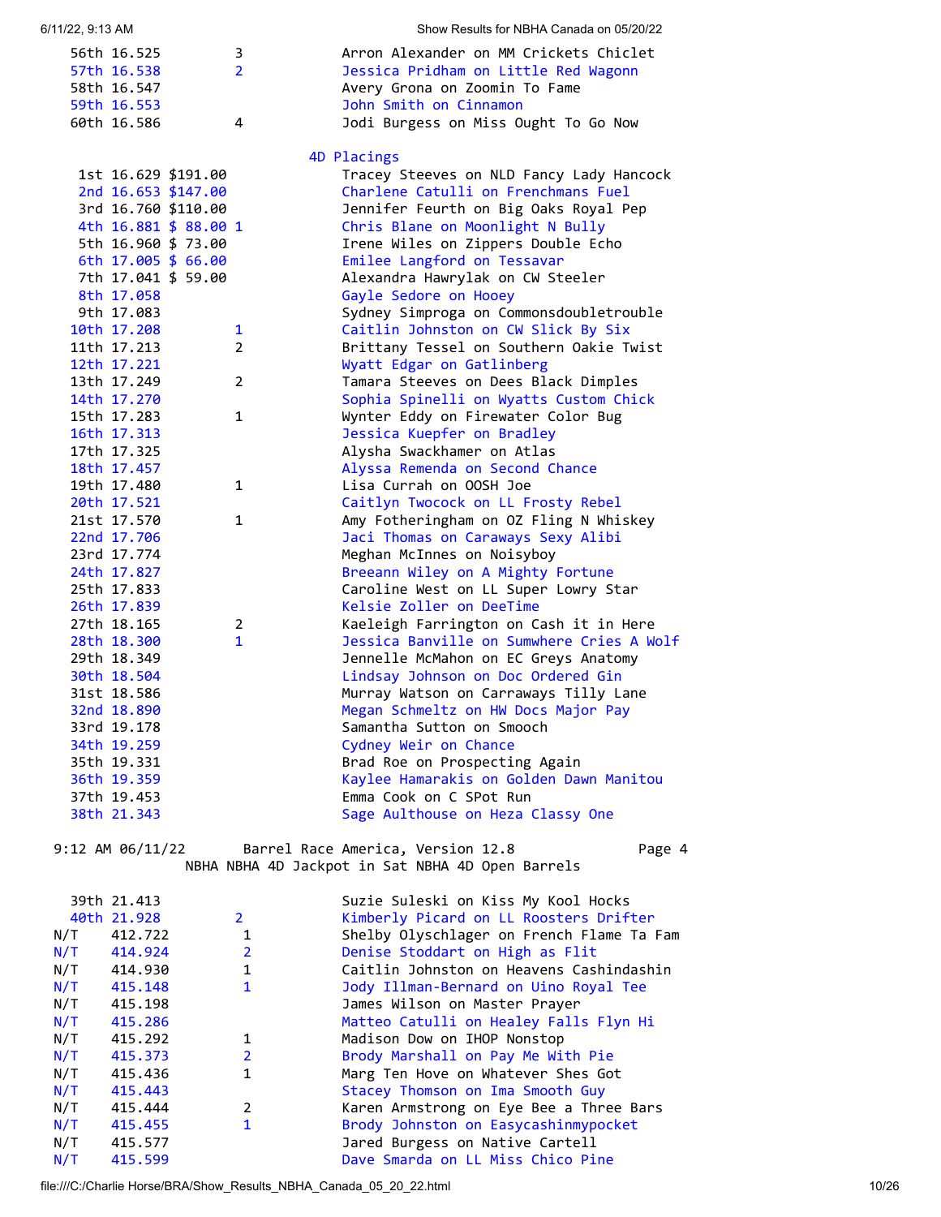| Place | Time | Payout | Sets | Rider on Horse |
|---|---|---|---|---|
| 56th | 16.525 | | 3 | Arron Alexander on MM Crickets Chiclet |
| 57th | 16.538 | | 2 | Jessica Pridham on Little Red Wagonn |
| 58th | 16.547 | | | Avery Grona on Zoomin To Fame |
| 59th | 16.553 | | | John Smith on Cinnamon |
| 60th | 16.586 | | 4 | Jodi Burgess on Miss Ought To Go Now |

## 4D Placings

| Place | Time | Payout | Sets | Rider on Horse |
|---|---|---|---|---|
| 1st | 16.629 | $191.00 | | Tracey Steeves on NLD Fancy Lady Hancock |
| 2nd | 16.653 | $147.00 | | Charlene Catulli on Frenchmans Fuel |
| 3rd | 16.760 | $110.00 | | Jennifer Feurth on Big Oaks Royal Pep |
| 4th | 16.881 | $ 88.00 | 1 | Chris Blane on Moonlight N Bully |
| 5th | 16.960 | $ 73.00 | | Irene Wiles on Zippers Double Echo |
| 6th | 17.005 | $ 66.00 | | Emilee Langford on Tessavar |
| 7th | 17.041 | $ 59.00 | | Alexandra Hawrylak on CW Steeler |
| 8th | 17.058 | | | Gayle Sedore on Hooey |
| 9th | 17.083 | | | Sydney Simproga on Commonsdoubletrouble |
| 10th | 17.208 | | 1 | Caitlin Johnston on CW Slick By Six |
| 11th | 17.213 | | 2 | Brittany Tessel on Southern Oakie Twist |
| 12th | 17.221 | | | Wyatt Edgar on Gatlinberg |
| 13th | 17.249 | | 2 | Tamara Steeves on Dees Black Dimples |
| 14th | 17.270 | | | Sophia Spinelli on Wyatts Custom Chick |
| 15th | 17.283 | | 1 | Wynter Eddy on Firewater Color Bug |
| 16th | 17.313 | | | Jessica Kuepfer on Bradley |
| 17th | 17.325 | | | Alysha Swackhamer on Atlas |
| 18th | 17.457 | | | Alyssa Remenda on Second Chance |
| 19th | 17.480 | | 1 | Lisa Currah on OOSH Joe |
| 20th | 17.521 | | | Caitlyn Twocock on LL Frosty Rebel |
| 21st | 17.570 | | 1 | Amy Fotheringham on OZ Fling N Whiskey |
| 22nd | 17.706 | | | Jaci Thomas on Caraways Sexy Alibi |
| 23rd | 17.774 | | | Meghan McInnes on Noisyboy |
| 24th | 17.827 | | | Breeann Wiley on A Mighty Fortune |
| 25th | 17.833 | | | Caroline West on LL Super Lowry Star |
| 26th | 17.839 | | | Kelsie Zoller on DeeTime |
| 27th | 18.165 | | 2 | Kaeleigh Farrington on Cash it in Here |
| 28th | 18.300 | | 1 | Jessica Banville on Sumwhere Cries A Wolf |
| 29th | 18.349 | | | Jennelle McMahon on EC Greys Anatomy |
| 30th | 18.504 | | | Lindsay Johnson on Doc Ordered Gin |
| 31st | 18.586 | | | Murray Watson on Carraways Tilly Lane |
| 32nd | 18.890 | | | Megan Schmeltz on HW Docs Major Pay |
| 33rd | 19.178 | | | Samantha Sutton on Smooch |
| 34th | 19.259 | | | Cydney Weir on Chance |
| 35th | 19.331 | | | Brad Roe on Prospecting Again |
| 36th | 19.359 | | | Kaylee Hamarakis on Golden Dawn Manitou |
| 37th | 19.453 | | | Emma Cook on C SPot Run |
| 38th | 21.343 | | | Sage Aulthouse on Heza Classy One |

9:12 AM 06/11/22 Barrel Race America, Version 12.8 Page 4

NBHA NBHA 4D Jackpot in Sat NBHA 4D Open Barrels

| Place | Time | Sets | Rider on Horse |
|---|---|---|---|
| 39th | 21.413 | | Suzie Suleski on Kiss My Kool Hocks |
| 40th | 21.928 | 2 | Kimberly Picard on LL Roosters Drifter |
| N/T | 412.722 | 1 | Shelby Olyschlager on French Flame Ta Fam |
| N/T | 414.924 | 2 | Denise Stoddart on High as Flit |
| N/T | 414.930 | 1 | Caitlin Johnston on Heavens Cashindashin |
| N/T | 415.148 | 1 | Jody Illman-Bernard on Uino Royal Tee |
| N/T | 415.198 | | James Wilson on Master Prayer |
| N/T | 415.286 | | Matteo Catulli on Healey Falls Flyn Hi |
| N/T | 415.292 | 1 | Madison Dow on IHOP Nonstop |
| N/T | 415.373 | 2 | Brody Marshall on Pay Me With Pie |
| N/T | 415.436 | 1 | Marg Ten Hove on Whatever Shes Got |
| N/T | 415.443 | | Stacey Thomson on Ima Smooth Guy |
| N/T | 415.444 | 2 | Karen Armstrong on Eye Bee a Three Bars |
| N/T | 415.455 | 1 | Brody Johnston on Easycashinmypocket |
| N/T | 415.577 | | Jared Burgess on Native Cartell |
| N/T | 415.599 | | Dave Smarda on LL Miss Chico Pine |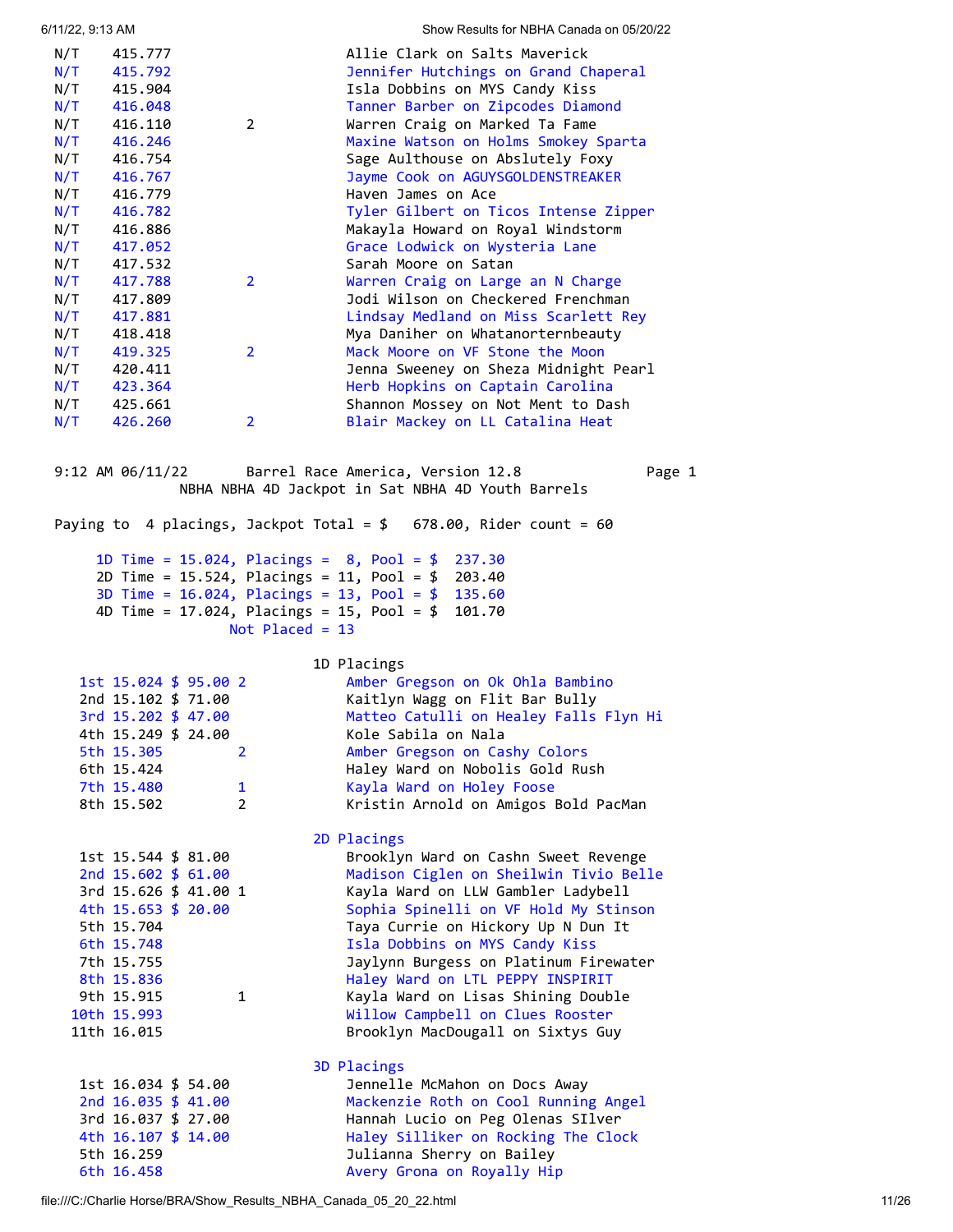| | | | |
|---|---|---|---|
| N/T | 415.777 | | Allie Clark on Salts Maverick |
| N/T | 415.792 | | Jennifer Hutchings on Grand Chaperal |
| N/T | 415.904 | | Isla Dobbins on MYS Candy Kiss |
| N/T | 416.048 | | Tanner Barber on Zipcodes Diamond |
| N/T | 416.110 | 2 | Warren Craig on Marked Ta Fame |
| N/T | 416.246 | | Maxine Watson on Holms Smokey Sparta |
| N/T | 416.754 | | Sage Aulthouse on Abslutely Foxy |
| N/T | 416.767 | | Jayme Cook on AGUYSGOLDENSTREAKER |
| N/T | 416.779 | | Haven James on Ace |
| N/T | 416.782 | | Tyler Gilbert on Ticos Intense Zipper |
| N/T | 416.886 | | Makayla Howard on Royal Windstorm |
| N/T | 417.052 | | Grace Lodwick on Wysteria Lane |
| N/T | 417.532 | | Sarah Moore on Satan |
| N/T | 417.788 | 2 | Warren Craig on Large an N Charge |
| N/T | 417.809 | | Jodi Wilson on Checkered Frenchman |
| N/T | 417.881 | | Lindsay Medland on Miss Scarlett Rey |
| N/T | 418.418 | | Mya Daniher on Whatanorternbeauty |
| N/T | 419.325 | 2 | Mack Moore on VF Stone the Moon |
| N/T | 420.411 | | Jenna Sweeney on Sheza Midnight Pearl |
| N/T | 423.364 | | Herb Hopkins on Captain Carolina |
| N/T | 425.661 | | Shannon Mossey on Not Ment to Dash |
| N/T | 426.260 | 2 | Blair Mackey on LL Catalina Heat |

9:12 AM 06/11/22 Barrel Race America, Version 12.8 Page 1

NBHA NBHA 4D Jackpot in Sat NBHA 4D Youth Barrels

Paying to 4 placings, Jackpot Total = $ 678.00, Rider count = 60

1D Time = 15.024, Placings = 8, Pool = $ 237.30
2D Time = 15.524, Placings = 11, Pool = $ 203.40
3D Time = 16.024, Placings = 13, Pool = $ 135.60
4D Time = 17.024, Placings = 15, Pool = $ 101.70
Not Placed = 13

## 1D Placings

| | | | | |
|---|---|---|---|---|
| 1st | 15.024 | $ 95.00 | 2 | Amber Gregson on Ok Ohla Bambino |
| 2nd | 15.102 | $ 71.00 | | Kaitlyn Wagg on Flit Bar Bully |
| 3rd | 15.202 | $ 47.00 | | Matteo Catulli on Healey Falls Flyn Hi |
| 4th | 15.249 | $ 24.00 | | Kole Sabila on Nala |
| 5th | 15.305 | | 2 | Amber Gregson on Cashy Colors |
| 6th | 15.424 | | | Haley Ward on Nobolis Gold Rush |
| 7th | 15.480 | | 1 | Kayla Ward on Holey Foose |
| 8th | 15.502 | | 2 | Kristin Arnold on Amigos Bold PacMan |

## 2D Placings

| | | | | |
|---|---|---|---|---|
| 1st | 15.544 | $ 81.00 | | Brooklyn Ward on Cashn Sweet Revenge |
| 2nd | 15.602 | $ 61.00 | | Madison Ciglen on Sheilwin Tivio Belle |
| 3rd | 15.626 | $ 41.00 | 1 | Kayla Ward on LLW Gambler Ladybell |
| 4th | 15.653 | $ 20.00 | | Sophia Spinelli on VF Hold My Stinson |
| 5th | 15.704 | | | Taya Currie on Hickory Up N Dun It |
| 6th | 15.748 | | | Isla Dobbins on MYS Candy Kiss |
| 7th | 15.755 | | | Jaylynn Burgess on Platinum Firewater |
| 8th | 15.836 | | | Haley Ward on LTL PEPPY INSPIRIT |
| 9th | 15.915 | | 1 | Kayla Ward on Lisas Shining Double |
| 10th | 15.993 | | | Willow Campbell on Clues Rooster |
| 11th | 16.015 | | | Brooklyn MacDougall on Sixtys Guy |

## 3D Placings

| | | | | |
|---|---|---|---|---|
| 1st | 16.034 | $ 54.00 | | Jennelle McMahon on Docs Away |
| 2nd | 16.035 | $ 41.00 | | Mackenzie Roth on Cool Running Angel |
| 3rd | 16.037 | $ 27.00 | | Hannah Lucio on Peg Olenas SIlver |
| 4th | 16.107 | $ 14.00 | | Haley Silliker on Rocking The Clock |
| 5th | 16.259 | | | Julianna Sherry on Bailey |
| 6th | 16.458 | | | Avery Grona on Royally Hip |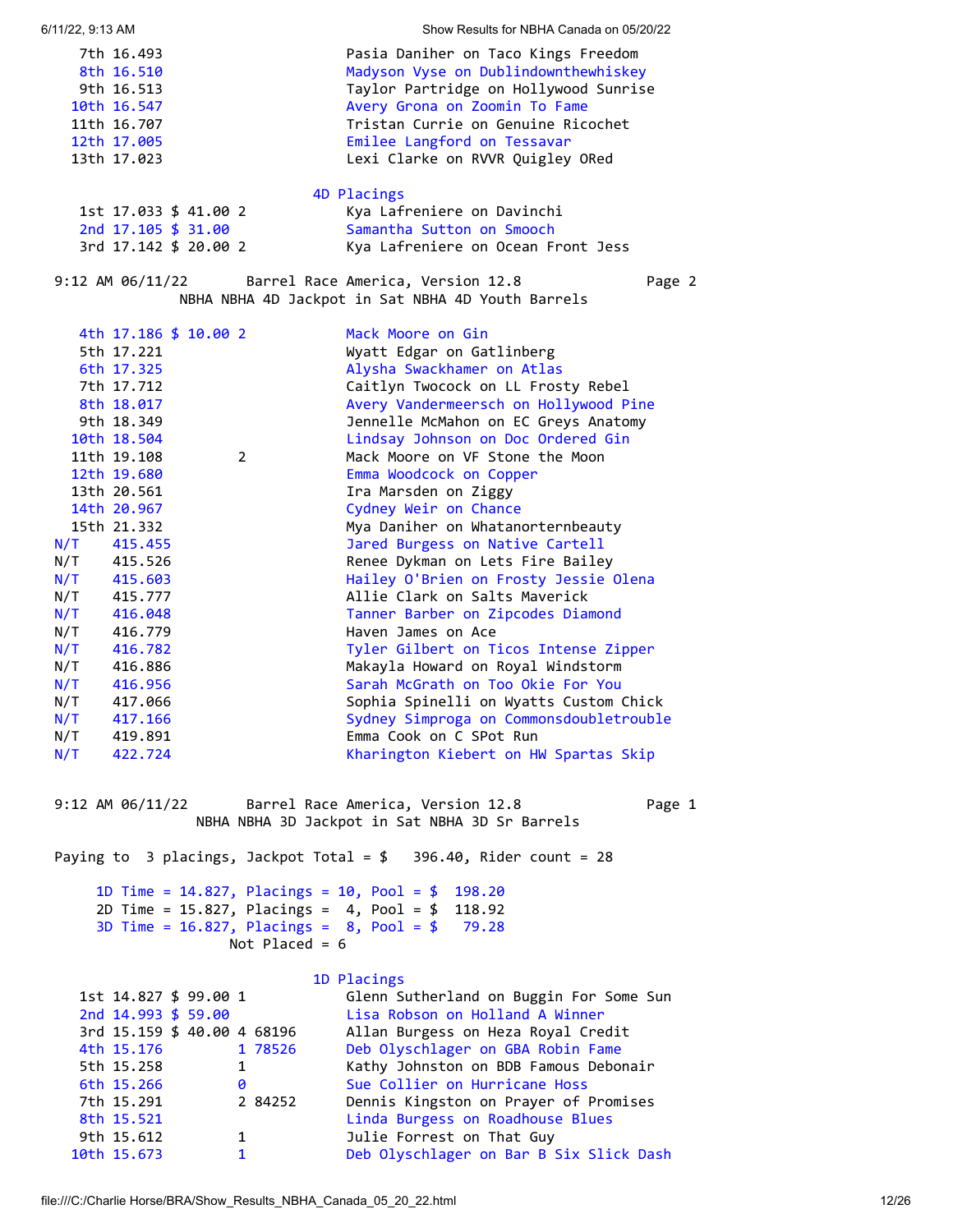| Place | Time | Payout | | | Rider |
|---|---|---|---|---|---|
| 7th | 16.493 | | | | Pasia Daniher on Taco Kings Freedom |
| 8th | 16.510 | | | | Madyson Vyse on Dublindownthewhiskey |
| 9th | 16.513 | | | | Taylor Partridge on Hollywood Sunrise |
| 10th | 16.547 | | | | Avery Grona on Zoomin To Fame |
| 11th | 16.707 | | | | Tristan Currie on Genuine Ricochet |
| 12th | 17.005 | | | | Emilee Langford on Tessavar |
| 13th | 17.023 | | | | Lexi Clarke on RVVR Quigley ORed |

### 4D Placings

| Place | Time | Payout | | | Rider |
|---|---|---|---|---|---|
| 1st | 17.033 | $ 41.00 | 2 | | Kya Lafreniere on Davinchi |
| 2nd | 17.105 | $ 31.00 | | | Samantha Sutton on Smooch |
| 3rd | 17.142 | $ 20.00 | 2 | | Kya Lafreniere on Ocean Front Jess |

9:12 AM 06/11/22 Barrel Race America, Version 12.8 Page 2

## NBHA NBHA 4D Jackpot in Sat NBHA 4D Youth Barrels

| Place | Time | Payout | | | Rider |
|---|---|---|---|---|---|
| 4th | 17.186 | $ 10.00 | 2 | | Mack Moore on Gin |
| 5th | 17.221 | | | | Wyatt Edgar on Gatlinberg |
| 6th | 17.325 | | | | Alysha Swackhamer on Atlas |
| 7th | 17.712 | | | | Caitlyn Twocock on LL Frosty Rebel |
| 8th | 18.017 | | | | Avery Vandermeersch on Hollywood Pine |
| 9th | 18.349 | | | | Jennelle McMahon on EC Greys Anatomy |
| 10th | 18.504 | | | | Lindsay Johnson on Doc Ordered Gin |
| 11th | 19.108 | | 2 | | Mack Moore on VF Stone the Moon |
| 12th | 19.680 | | | | Emma Woodcock on Copper |
| 13th | 20.561 | | | | Ira Marsden on Ziggy |
| 14th | 20.967 | | | | Cydney Weir on Chance |
| 15th | 21.332 | | | | Mya Daniher on Whatanorternbeauty |
| N/T | 415.455 | | | | Jared Burgess on Native Cartell |
| N/T | 415.526 | | | | Renee Dykman on Lets Fire Bailey |
| N/T | 415.603 | | | | Hailey O'Brien on Frosty Jessie Olena |
| N/T | 415.777 | | | | Allie Clark on Salts Maverick |
| N/T | 416.048 | | | | Tanner Barber on Zipcodes Diamond |
| N/T | 416.779 | | | | Haven James on Ace |
| N/T | 416.782 | | | | Tyler Gilbert on Ticos Intense Zipper |
| N/T | 416.886 | | | | Makayla Howard on Royal Windstorm |
| N/T | 416.956 | | | | Sarah McGrath on Too Okie For You |
| N/T | 417.066 | | | | Sophia Spinelli on Wyatts Custom Chick |
| N/T | 417.166 | | | | Sydney Simproga on Commonsdoubletrouble |
| N/T | 419.891 | | | | Emma Cook on C SPot Run |
| N/T | 422.724 | | | | Kharington Kiebert on HW Spartas Skip |

9:12 AM 06/11/22 Barrel Race America, Version 12.8 Page 1

## NBHA NBHA 3D Jackpot in Sat NBHA 3D Sr Barrels

Paying to 3 placings, Jackpot Total = $ 396.40, Rider count = 28

1D Time = 14.827, Placings = 10, Pool = $ 198.20
2D Time = 15.827, Placings = 4, Pool = $ 118.92
3D Time = 16.827, Placings = 8, Pool = $ 79.28
Not Placed = 6

### 1D Placings

| Place | Time | Payout | | | Rider |
|---|---|---|---|---|---|
| 1st | 14.827 | $ 99.00 | 1 | | Glenn Sutherland on Buggin For Some Sun |
| 2nd | 14.993 | $ 59.00 | | | Lisa Robson on Holland A Winner |
| 3rd | 15.159 | $ 40.00 | 4 | 68196 | Allan Burgess on Heza Royal Credit |
| 4th | 15.176 | | 1 | 78526 | Deb Olyschlager on GBA Robin Fame |
| 5th | 15.258 | | 1 | | Kathy Johnston on BDB Famous Debonair |
| 6th | 15.266 | | 0 | | Sue Collier on Hurricane Hoss |
| 7th | 15.291 | | 2 | 84252 | Dennis Kingston on Prayer of Promises |
| 8th | 15.521 | | | | Linda Burgess on Roadhouse Blues |
| 9th | 15.612 | | 1 | | Julie Forrest on That Guy |
| 10th | 15.673 | | 1 | | Deb Olyschlager on Bar B Six Slick Dash |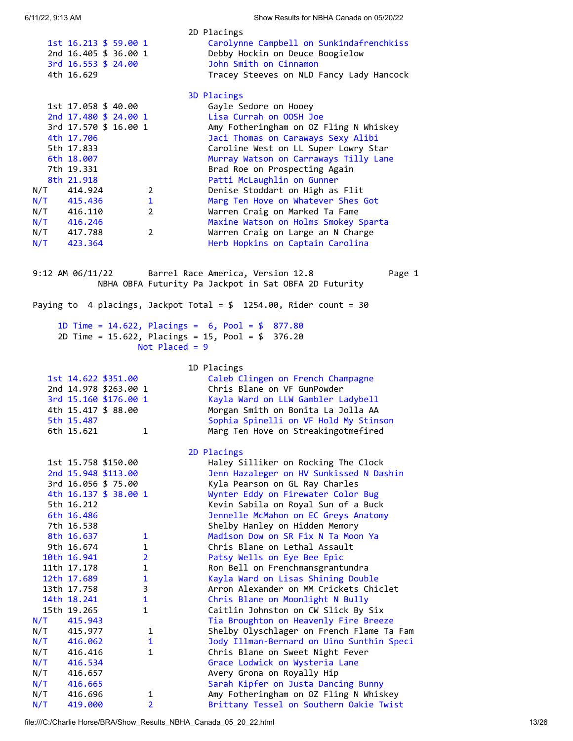### 2D Placings

| Place | Time | Payout | Count | Rider |
|---|---|---|---|---|
| 1st | 16.213 | $ 59.00 | 1 | Carolynne Campbell on Sunkindafrenchkiss |
| 2nd | 16.405 | $ 36.00 | 1 | Debby Hockin on Deuce Boogielow |
| 3rd | 16.553 | $ 24.00 | | John Smith on Cinnamon |
| 4th | 16.629 | | | Tracey Steeves on NLD Fancy Lady Hancock |

### 3D Placings

| Place | Time | Payout | Count | Rider |
|---|---|---|---|---|
| 1st | 17.058 | $ 40.00 | | Gayle Sedore on Hooey |
| 2nd | 17.480 | $ 24.00 | 1 | Lisa Currah on OOSH Joe |
| 3rd | 17.570 | $ 16.00 | 1 | Amy Fotheringham on OZ Fling N Whiskey |
| 4th | 17.706 | | | Jaci Thomas on Caraways Sexy Alibi |
| 5th | 17.833 | | | Caroline West on LL Super Lowry Star |
| 6th | 18.007 | | | Murray Watson on Carraways Tilly Lane |
| 7th | 19.331 | | | Brad Roe on Prospecting Again |
| 8th | 21.918 | | | Patti McLaughlin on Gunner |
| N/T | 414.924 | | 2 | Denise Stoddart on High as Flit |
| N/T | 415.436 | | 1 | Marg Ten Hove on Whatever Shes Got |
| N/T | 416.110 | | 2 | Warren Craig on Marked Ta Fame |
| N/T | 416.246 | | | Maxine Watson on Holms Smokey Sparta |
| N/T | 417.788 | | 2 | Warren Craig on Large an N Charge |
| N/T | 423.364 | | | Herb Hopkins on Captain Carolina |

9:12 AM 06/11/22 Barrel Race America, Version 12.8 Page 1

NBHA OBFA Futurity Pa Jackpot in Sat OBFA 2D Futurity

Paying to 4 placings, Jackpot Total = $ 1254.00, Rider count = 30

1D Time = 14.622, Placings = 6, Pool = $ 877.80
2D Time = 15.622, Placings = 15, Pool = $ 376.20
Not Placed = 9

### 1D Placings

| Place | Time | Payout | Count | Rider |
|---|---|---|---|---|
| 1st | 14.622 | $351.00 | | Caleb Clingen on French Champagne |
| 2nd | 14.978 | $263.00 | 1 | Chris Blane on VF GunPowder |
| 3rd | 15.160 | $176.00 | 1 | Kayla Ward on LLW Gambler Ladybell |
| 4th | 15.417 | $ 88.00 | | Morgan Smith on Bonita La Jolla AA |
| 5th | 15.487 | | | Sophia Spinelli on VF Hold My Stinson |
| 6th | 15.621 | | 1 | Marg Ten Hove on Streakingotmefired |

### 2D Placings

| Place | Time | Payout | Count | Rider |
|---|---|---|---|---|
| 1st | 15.758 | $150.00 | | Haley Silliker on Rocking The Clock |
| 2nd | 15.948 | $113.00 | | Jenn Hazaleger on HV Sunkissed N Dashin |
| 3rd | 16.056 | $ 75.00 | | Kyla Pearson on GL Ray Charles |
| 4th | 16.137 | $ 38.00 | 1 | Wynter Eddy on Firewater Color Bug |
| 5th | 16.212 | | | Kevin Sabila on Royal Sun of a Buck |
| 6th | 16.486 | | | Jennelle McMahon on EC Greys Anatomy |
| 7th | 16.538 | | | Shelby Hanley on Hidden Memory |
| 8th | 16.637 | | 1 | Madison Dow on SR Fix N Ta Moon Ya |
| 9th | 16.674 | | 1 | Chris Blane on Lethal Assault |
| 10th | 16.941 | | 2 | Patsy Wells on Eye Bee Epic |
| 11th | 17.178 | | 1 | Ron Bell on Frenchmansgrantundra |
| 12th | 17.689 | | 1 | Kayla Ward on Lisas Shining Double |
| 13th | 17.758 | | 3 | Arron Alexander on MM Crickets Chiclet |
| 14th | 18.241 | | 1 | Chris Blane on Moonlight N Bully |
| 15th | 19.265 | | 1 | Caitlin Johnston on CW Slick By Six |
| N/T | 415.943 | | | Tia Broughton on Heavenly Fire Breeze |
| N/T | 415.977 | | 1 | Shelby Olyschlager on French Flame Ta Fam |
| N/T | 416.062 | | 1 | Jody Illman-Bernard on Uino Sunthin Speci |
| N/T | 416.416 | | 1 | Chris Blane on Sweet Night Fever |
| N/T | 416.534 | | | Grace Lodwick on Wysteria Lane |
| N/T | 416.657 | | | Avery Grona on Royally Hip |
| N/T | 416.665 | | | Sarah Kipfer on Justa Dancing Bunny |
| N/T | 416.696 | | 1 | Amy Fotheringham on OZ Fling N Whiskey |
| N/T | 419.000 | | 2 | Brittany Tessel on Southern Oakie Twist |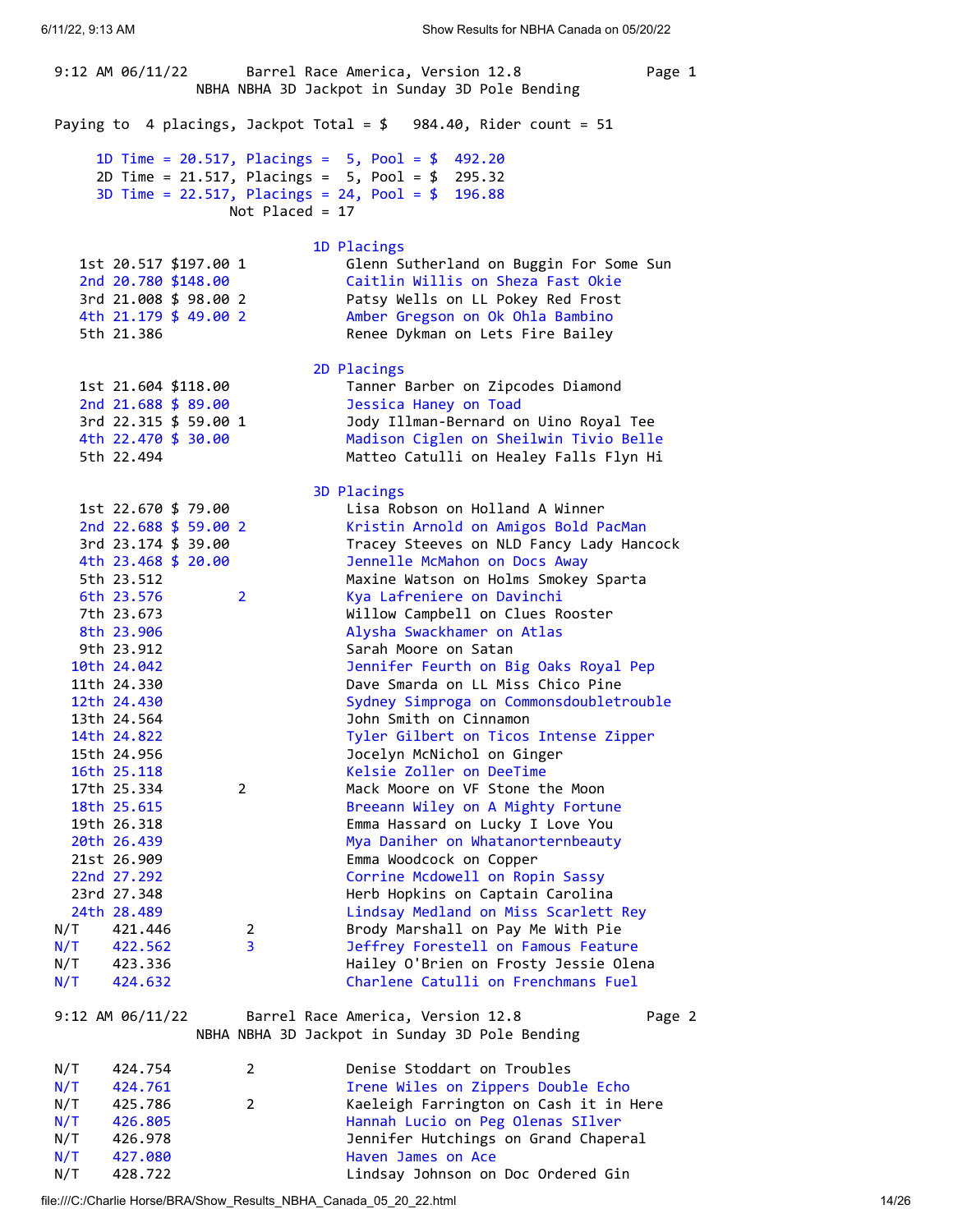9:12 AM 06/11/22 Barrel Race America, Version 12.8 Page 1

NBHA NBHA 3D Jackpot in Sunday 3D Pole Bending

Paying to 4 placings, Jackpot Total = $ 984.40, Rider count = 51

1D Time = 20.517, Placings = 5, Pool = $ 492.20
2D Time = 21.517, Placings = 5, Pool = $ 295.32
3D Time = 22.517, Placings = 24, Pool = $ 196.88
Not Placed = 17

### 1D Placings

| Place | Time | Payout | | Rider |
|---|---|---|---|---|
| 1st | 20.517 | $197.00 | 1 | Glenn Sutherland on Buggin For Some Sun |
| 2nd | 20.780 | $148.00 | | Caitlin Willis on Sheza Fast Okie |
| 3rd | 21.008 | $ 98.00 | 2 | Patsy Wells on LL Pokey Red Frost |
| 4th | 21.179 | $ 49.00 | 2 | Amber Gregson on Ok Ohla Bambino |
| 5th | 21.386 | | | Renee Dykman on Lets Fire Bailey |

### 2D Placings

| Place | Time | Payout | | Rider |
|---|---|---|---|---|
| 1st | 21.604 | $118.00 | | Tanner Barber on Zipcodes Diamond |
| 2nd | 21.688 | $ 89.00 | | Jessica Haney on Toad |
| 3rd | 22.315 | $ 59.00 | 1 | Jody Illman-Bernard on Uino Royal Tee |
| 4th | 22.470 | $ 30.00 | | Madison Ciglen on Sheilwin Tivio Belle |
| 5th | 22.494 | | | Matteo Catulli on Healey Falls Flyn Hi |

### 3D Placings

| Place | Time | Payout | | Rider |
|---|---|---|---|---|
| 1st | 22.670 | $ 79.00 | | Lisa Robson on Holland A Winner |
| 2nd | 22.688 | $ 59.00 | 2 | Kristin Arnold on Amigos Bold PacMan |
| 3rd | 23.174 | $ 39.00 | | Tracey Steeves on NLD Fancy Lady Hancock |
| 4th | 23.468 | $ 20.00 | | Jennelle McMahon on Docs Away |
| 5th | 23.512 | | | Maxine Watson on Holms Smokey Sparta |
| 6th | 23.576 | | 2 | Kya Lafreniere on Davinchi |
| 7th | 23.673 | | | Willow Campbell on Clues Rooster |
| 8th | 23.906 | | | Alysha Swackhamer on Atlas |
| 9th | 23.912 | | | Sarah Moore on Satan |
| 10th | 24.042 | | | Jennifer Feurth on Big Oaks Royal Pep |
| 11th | 24.330 | | | Dave Smarda on LL Miss Chico Pine |
| 12th | 24.430 | | | Sydney Simproga on Commonsdoubletrouble |
| 13th | 24.564 | | | John Smith on Cinnamon |
| 14th | 24.822 | | | Tyler Gilbert on Ticos Intense Zipper |
| 15th | 24.956 | | | Jocelyn McNichol on Ginger |
| 16th | 25.118 | | | Kelsie Zoller on DeeTime |
| 17th | 25.334 | | 2 | Mack Moore on VF Stone the Moon |
| 18th | 25.615 | | | Breeann Wiley on A Mighty Fortune |
| 19th | 26.318 | | | Emma Hassard on Lucky I Love You |
| 20th | 26.439 | | | Mya Daniher on Whatanorternbeauty |
| 21st | 26.909 | | | Emma Woodcock on Copper |
| 22nd | 27.292 | | | Corrine Mcdowell on Ropin Sassy |
| 23rd | 27.348 | | | Herb Hopkins on Captain Carolina |
| 24th | 28.489 | | | Lindsay Medland on Miss Scarlett Rey |
| N/T | 421.446 | | 2 | Brody Marshall on Pay Me With Pie |
| N/T | 422.562 | | 3 | Jeffrey Forestell on Famous Feature |
| N/T | 423.336 | | | Hailey O'Brien on Frosty Jessie Olena |
| N/T | 424.632 | | | Charlene Catulli on Frenchmans Fuel |

9:12 AM 06/11/22 Barrel Race America, Version 12.8 Page 2

NBHA NBHA 3D Jackpot in Sunday 3D Pole Bending

| Place | Time | Payout | | Rider |
|---|---|---|---|---|
| N/T | 424.754 | | 2 | Denise Stoddart on Troubles |
| N/T | 424.761 | | | Irene Wiles on Zippers Double Echo |
| N/T | 425.786 | | 2 | Kaeleigh Farrington on Cash it in Here |
| N/T | 426.805 | | | Hannah Lucio on Peg Olenas SIlver |
| N/T | 426.978 | | | Jennifer Hutchings on Grand Chaperal |
| N/T | 427.080 | | | Haven James on Ace |
| N/T | 428.722 | | | Lindsay Johnson on Doc Ordered Gin |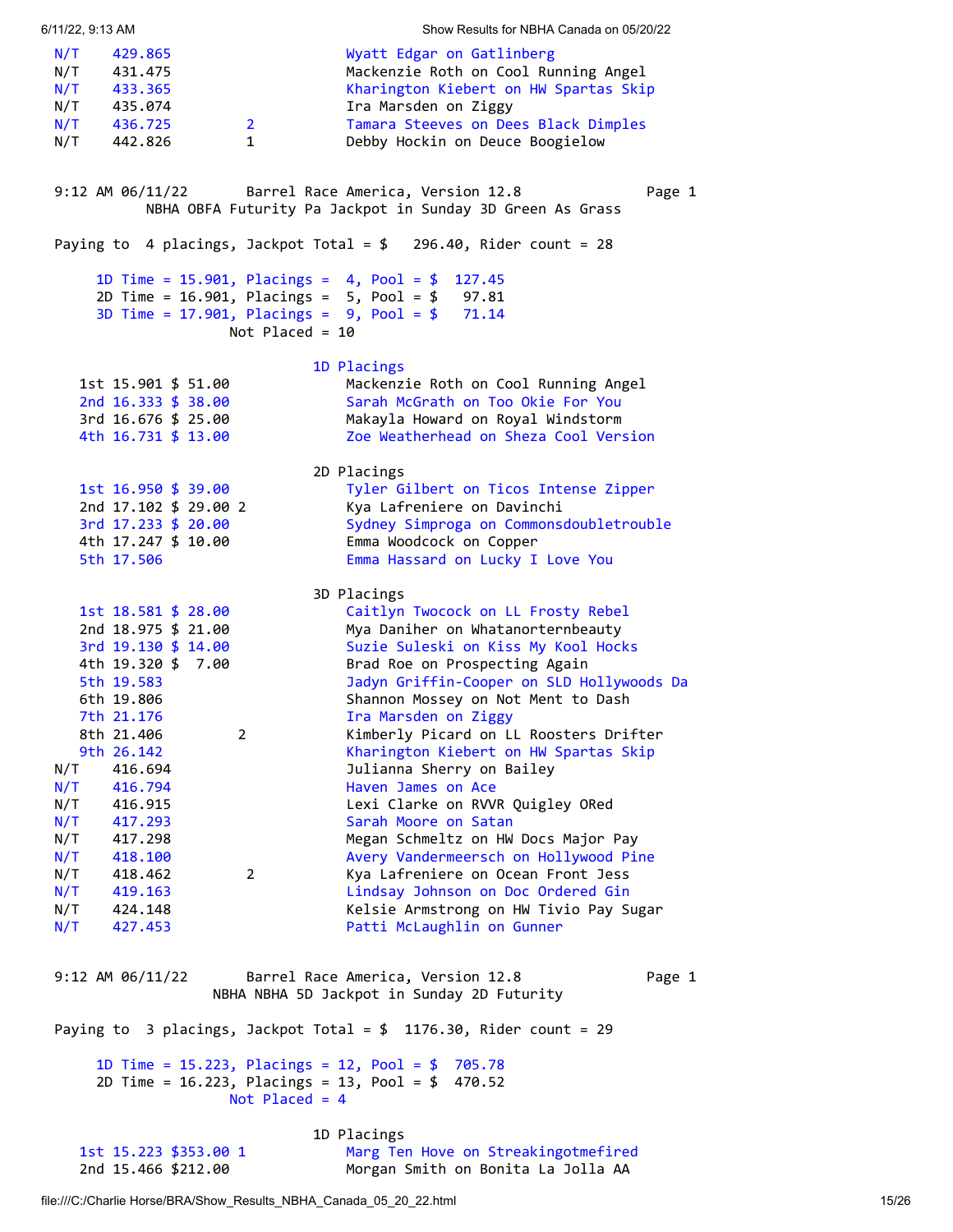| | | | |
|---|---|---|---|
| N/T | 429.865 | | Wyatt Edgar on Gatlinberg |
| N/T | 431.475 | | Mackenzie Roth on Cool Running Angel |
| N/T | 433.365 | | Kharington Kiebert on HW Spartas Skip |
| N/T | 435.074 | | Ira Marsden on Ziggy |
| N/T | 436.725 | 2 | Tamara Steeves on Dees Black Dimples |
| N/T | 442.826 | 1 | Debby Hockin on Deuce Boogielow |

9:12 AM 06/11/22 Barrel Race America, Version 12.8 Page 1

## NBHA OBFA Futurity Pa Jackpot in Sunday 3D Green As Grass

Paying to 4 placings, Jackpot Total = $ 296.40, Rider count = 28

1D Time = 15.901, Placings = 4, Pool = $ 127.45
2D Time = 16.901, Placings = 5, Pool = $ 97.81
3D Time = 17.901, Placings = 9, Pool = $ 71.14
Not Placed = 10

### 1D Placings

| Place | Time | Money | | Rider |
|---|---|---|---|---|
| 1st | 15.901 | $ 51.00 | | Mackenzie Roth on Cool Running Angel |
| 2nd | 16.333 | $ 38.00 | | Sarah McGrath on Too Okie For You |
| 3rd | 16.676 | $ 25.00 | | Makayla Howard on Royal Windstorm |
| 4th | 16.731 | $ 13.00 | | Zoe Weatherhead on Sheza Cool Version |

### 2D Placings

| Place | Time | Money | | Rider |
|---|---|---|---|---|
| 1st | 16.950 | $ 39.00 | | Tyler Gilbert on Ticos Intense Zipper |
| 2nd | 17.102 | $ 29.00 | 2 | Kya Lafreniere on Davinchi |
| 3rd | 17.233 | $ 20.00 | | Sydney Simproga on Commonsdoubletrouble |
| 4th | 17.247 | $ 10.00 | | Emma Woodcock on Copper |
| 5th | 17.506 | | | Emma Hassard on Lucky I Love You |

### 3D Placings

| Place | Time | Money | | Rider |
|---|---|---|---|---|
| 1st | 18.581 | $ 28.00 | | Caitlyn Twocock on LL Frosty Rebel |
| 2nd | 18.975 | $ 21.00 | | Mya Daniher on Whatanorternbeauty |
| 3rd | 19.130 | $ 14.00 | | Suzie Suleski on Kiss My Kool Hocks |
| 4th | 19.320 | $ 7.00 | | Brad Roe on Prospecting Again |
| 5th | 19.583 | | | Jadyn Griffin-Cooper on SLD Hollywoods Da |
| 6th | 19.806 | | | Shannon Mossey on Not Ment to Dash |
| 7th | 21.176 | | | Ira Marsden on Ziggy |
| 8th | 21.406 | | 2 | Kimberly Picard on LL Roosters Drifter |
| 9th | 26.142 | | | Kharington Kiebert on HW Spartas Skip |
| N/T | 416.694 | | | Julianna Sherry on Bailey |
| N/T | 416.794 | | | Haven James on Ace |
| N/T | 416.915 | | | Lexi Clarke on RVVR Quigley ORed |
| N/T | 417.293 | | | Sarah Moore on Satan |
| N/T | 417.298 | | | Megan Schmeltz on HW Docs Major Pay |
| N/T | 418.100 | | | Avery Vandermeersch on Hollywood Pine |
| N/T | 418.462 | | 2 | Kya Lafreniere on Ocean Front Jess |
| N/T | 419.163 | | | Lindsay Johnson on Doc Ordered Gin |
| N/T | 424.148 | | | Kelsie Armstrong on HW Tivio Pay Sugar |
| N/T | 427.453 | | | Patti McLaughlin on Gunner |

9:12 AM 06/11/22 Barrel Race America, Version 12.8 Page 1

## NBHA NBHA 5D Jackpot in Sunday 2D Futurity

Paying to 3 placings, Jackpot Total = $ 1176.30, Rider count = 29

1D Time = 15.223, Placings = 12, Pool = $ 705.78
2D Time = 16.223, Placings = 13, Pool = $ 470.52
Not Placed = 4

### 1D Placings

| Place | Time | Money | | Rider |
|---|---|---|---|---|
| 1st | 15.223 | $353.00 | 1 | Marg Ten Hove on Streakingotmefired |
| 2nd | 15.466 | $212.00 | | Morgan Smith on Bonita La Jolla AA |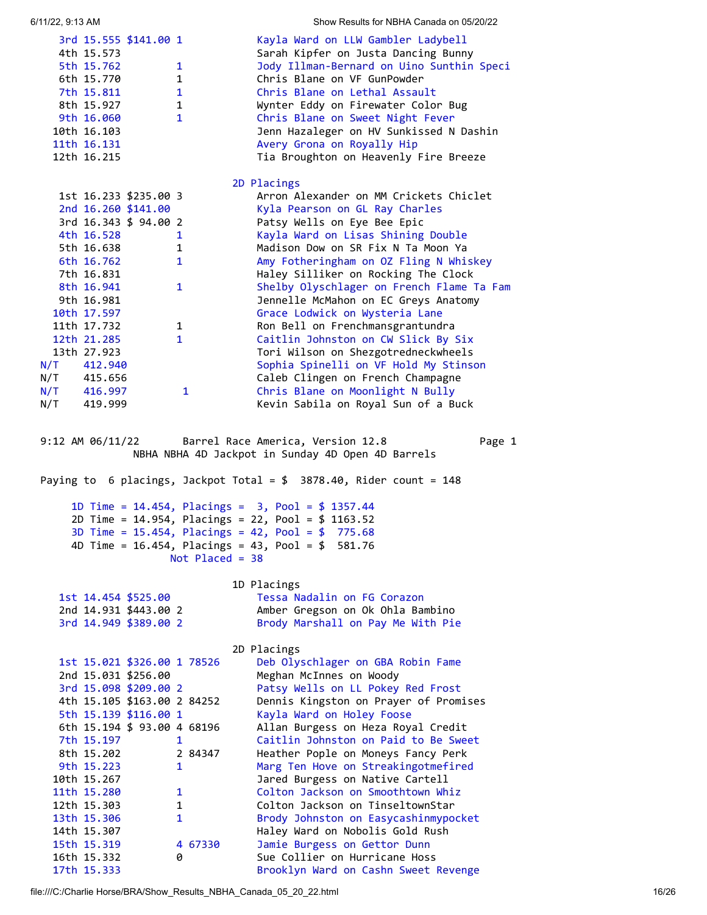| Place | Time | Money | # | ID | Rider on Horse |
|---|---|---|---|---|---|
| 3rd | 15.555 | $141.00 | 1 | | Kayla Ward on LLW Gambler Ladybell |
| 4th | 15.573 | | | | Sarah Kipfer on Justa Dancing Bunny |
| 5th | 15.762 | | 1 | | Jody Illman-Bernard on Uino Sunthin Speci |
| 6th | 15.770 | | 1 | | Chris Blane on VF GunPowder |
| 7th | 15.811 | | 1 | | Chris Blane on Lethal Assault |
| 8th | 15.927 | | 1 | | Wynter Eddy on Firewater Color Bug |
| 9th | 16.060 | | 1 | | Chris Blane on Sweet Night Fever |
| 10th | 16.103 | | | | Jenn Hazaleger on HV Sunkissed N Dashin |
| 11th | 16.131 | | | | Avery Grona on Royally Hip |
| 12th | 16.215 | | | | Tia Broughton on Heavenly Fire Breeze |

### 2D Placings

| Place | Time | Money | # | ID | Rider on Horse |
|---|---|---|---|---|---|
| 1st | 16.233 | $235.00 | 3 | | Arron Alexander on MM Crickets Chiclet |
| 2nd | 16.260 | $141.00 | | | Kyla Pearson on GL Ray Charles |
| 3rd | 16.343 | $ 94.00 | 2 | | Patsy Wells on Eye Bee Epic |
| 4th | 16.528 | | 1 | | Kayla Ward on Lisas Shining Double |
| 5th | 16.638 | | 1 | | Madison Dow on SR Fix N Ta Moon Ya |
| 6th | 16.762 | | 1 | | Amy Fotheringham on OZ Fling N Whiskey |
| 7th | 16.831 | | | | Haley Silliker on Rocking The Clock |
| 8th | 16.941 | | 1 | | Shelby Olyschlager on French Flame Ta Fam |
| 9th | 16.981 | | | | Jennelle McMahon on EC Greys Anatomy |
| 10th | 17.597 | | | | Grace Lodwick on Wysteria Lane |
| 11th | 17.732 | | 1 | | Ron Bell on Frenchmansgrantundra |
| 12th | 21.285 | | 1 | | Caitlin Johnston on CW Slick By Six |
| 13th | 27.923 | | | | Tori Wilson on Shezgotredneckwheels |
| N/T | 412.940 | | | | Sophia Spinelli on VF Hold My Stinson |
| N/T | 415.656 | | | | Caleb Clingen on French Champagne |
| N/T | 416.997 | | 1 | | Chris Blane on Moonlight N Bully |
| N/T | 419.999 | | | | Kevin Sabila on Royal Sun of a Buck |

9:12 AM 06/11/22 Barrel Race America, Version 12.8 Page 1

## NBHA NBHA 4D Jackpot in Sunday 4D Open 4D Barrels

Paying to 6 placings, Jackpot Total = $ 3878.40, Rider count = 148

1D Time = 14.454, Placings = 3, Pool = $ 1357.44
2D Time = 14.954, Placings = 22, Pool = $ 1163.52
3D Time = 15.454, Placings = 42, Pool = $ 775.68
4D Time = 16.454, Placings = 43, Pool = $ 581.76
Not Placed = 38

### 1D Placings

| Place | Time | Money | # | ID | Rider on Horse |
|---|---|---|---|---|---|
| 1st | 14.454 | $525.00 | | | Tessa Nadalin on FG Corazon |
| 2nd | 14.931 | $443.00 | 2 | | Amber Gregson on Ok Ohla Bambino |
| 3rd | 14.949 | $389.00 | 2 | | Brody Marshall on Pay Me With Pie |

### 2D Placings

| Place | Time | Money | # | ID | Rider on Horse |
|---|---|---|---|---|---|
| 1st | 15.021 | $326.00 | 1 | 78526 | Deb Olyschlager on GBA Robin Fame |
| 2nd | 15.031 | $256.00 | | | Meghan McInnes on Woody |
| 3rd | 15.098 | $209.00 | 2 | | Patsy Wells on LL Pokey Red Frost |
| 4th | 15.105 | $163.00 | 2 | 84252 | Dennis Kingston on Prayer of Promises |
| 5th | 15.139 | $116.00 | 1 | | Kayla Ward on Holey Foose |
| 6th | 15.194 | $ 93.00 | 4 | 68196 | Allan Burgess on Heza Royal Credit |
| 7th | 15.197 | | 1 | | Caitlin Johnston on Paid to Be Sweet |
| 8th | 15.202 | | 2 | 84347 | Heather Pople on Moneys Fancy Perk |
| 9th | 15.223 | | 1 | | Marg Ten Hove on Streakingotmefired |
| 10th | 15.267 | | | | Jared Burgess on Native Cartell |
| 11th | 15.280 | | 1 | | Colton Jackson on Smoothtown Whiz |
| 12th | 15.303 | | 1 | | Colton Jackson on TinseltownStar |
| 13th | 15.306 | | 1 | | Brody Johnston on Easycashinmypocket |
| 14th | 15.307 | | | | Haley Ward on Nobolis Gold Rush |
| 15th | 15.319 | | 4 | 67330 | Jamie Burgess on Gettor Dunn |
| 16th | 15.332 | | 0 | | Sue Collier on Hurricane Hoss |
| 17th | 15.333 | | | | Brooklyn Ward on Cashn Sweet Revenge |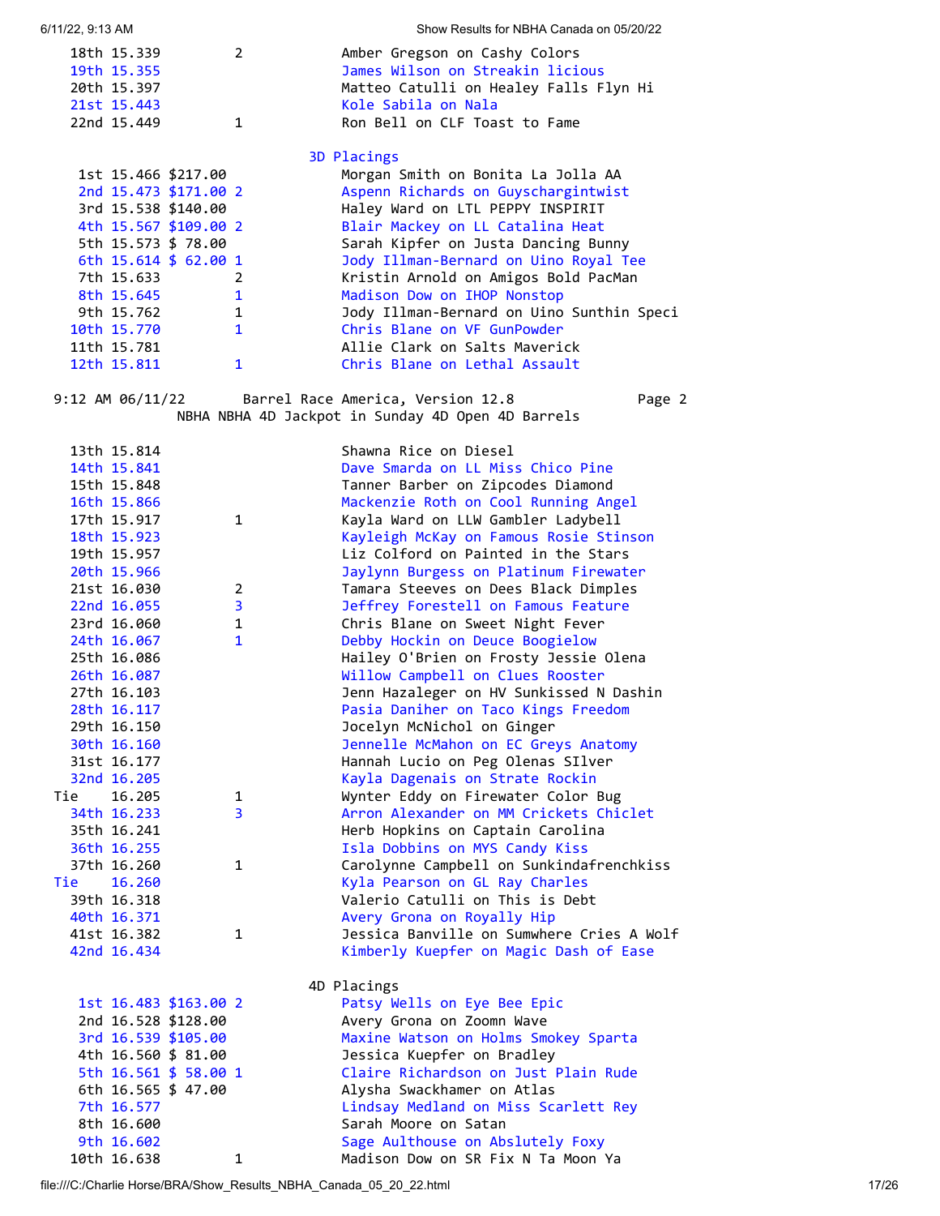| Place | Time | Earnings | Entries | Rider on Horse |
|---|---|---|---|---|
| 18th | 15.339 | | 2 | Amber Gregson on Cashy Colors |
| 19th | 15.355 | | | James Wilson on Streakin licious |
| 20th | 15.397 | | | Matteo Catulli on Healey Falls Flyn Hi |
| 21st | 15.443 | | | Kole Sabila on Nala |
| 22nd | 15.449 | | 1 | Ron Bell on CLF Toast to Fame |

### 3D Placings

| Place | Time | Earnings | Entries | Rider on Horse |
|---|---|---|---|---|
| 1st | 15.466 | $217.00 | | Morgan Smith on Bonita La Jolla AA |
| 2nd | 15.473 | $171.00 | 2 | Aspenn Richards on Guyschargintwist |
| 3rd | 15.538 | $140.00 | | Haley Ward on LTL PEPPY INSPIRIT |
| 4th | 15.567 | $109.00 | 2 | Blair Mackey on LL Catalina Heat |
| 5th | 15.573 | $ 78.00 | | Sarah Kipfer on Justa Dancing Bunny |
| 6th | 15.614 | $ 62.00 | 1 | Jody Illman-Bernard on Uino Royal Tee |
| 7th | 15.633 | | 2 | Kristin Arnold on Amigos Bold PacMan |
| 8th | 15.645 | | 1 | Madison Dow on IHOP Nonstop |
| 9th | 15.762 | | 1 | Jody Illman-Bernard on Uino Sunthin Speci |
| 10th | 15.770 | | 1 | Chris Blane on VF GunPowder |
| 11th | 15.781 | | | Allie Clark on Salts Maverick |
| 12th | 15.811 | | 1 | Chris Blane on Lethal Assault |

9:12 AM 06/11/22 Barrel Race America, Version 12.8 Page 2

NBHA NBHA 4D Jackpot in Sunday 4D Open 4D Barrels

| Place | Time | Earnings | Entries | Rider on Horse |
|---|---|---|---|---|
| 13th | 15.814 | | | Shawna Rice on Diesel |
| 14th | 15.841 | | | Dave Smarda on LL Miss Chico Pine |
| 15th | 15.848 | | | Tanner Barber on Zipcodes Diamond |
| 16th | 15.866 | | | Mackenzie Roth on Cool Running Angel |
| 17th | 15.917 | | 1 | Kayla Ward on LLW Gambler Ladybell |
| 18th | 15.923 | | | Kayleigh McKay on Famous Rosie Stinson |
| 19th | 15.957 | | | Liz Colford on Painted in the Stars |
| 20th | 15.966 | | | Jaylynn Burgess on Platinum Firewater |
| 21st | 16.030 | | 2 | Tamara Steeves on Dees Black Dimples |
| 22nd | 16.055 | | 3 | Jeffrey Forestell on Famous Feature |
| 23rd | 16.060 | | 1 | Chris Blane on Sweet Night Fever |
| 24th | 16.067 | | 1 | Debby Hockin on Deuce Boogielow |
| 25th | 16.086 | | | Hailey O'Brien on Frosty Jessie Olena |
| 26th | 16.087 | | | Willow Campbell on Clues Rooster |
| 27th | 16.103 | | | Jenn Hazaleger on HV Sunkissed N Dashin |
| 28th | 16.117 | | | Pasia Daniher on Taco Kings Freedom |
| 29th | 16.150 | | | Jocelyn McNichol on Ginger |
| 30th | 16.160 | | | Jennelle McMahon on EC Greys Anatomy |
| 31st | 16.177 | | | Hannah Lucio on Peg Olenas SIlver |
| 32nd | 16.205 | | | Kayla Dagenais on Strate Rockin |
| Tie | 16.205 | | 1 | Wynter Eddy on Firewater Color Bug |
| 34th | 16.233 | | 3 | Arron Alexander on MM Crickets Chiclet |
| 35th | 16.241 | | | Herb Hopkins on Captain Carolina |
| 36th | 16.255 | | | Isla Dobbins on MYS Candy Kiss |
| 37th | 16.260 | | 1 | Carolynne Campbell on Sunkindafrenchkiss |
| Tie | 16.260 | | | Kyla Pearson on GL Ray Charles |
| 39th | 16.318 | | | Valerio Catulli on This is Debt |
| 40th | 16.371 | | | Avery Grona on Royally Hip |
| 41st | 16.382 | | 1 | Jessica Banville on Sumwhere Cries A Wolf |
| 42nd | 16.434 | | | Kimberly Kuepfer on Magic Dash of Ease |

### 4D Placings

| Place | Time | Earnings | Entries | Rider on Horse |
|---|---|---|---|---|
| 1st | 16.483 | $163.00 | 2 | Patsy Wells on Eye Bee Epic |
| 2nd | 16.528 | $128.00 | | Avery Grona on Zoomn Wave |
| 3rd | 16.539 | $105.00 | | Maxine Watson on Holms Smokey Sparta |
| 4th | 16.560 | $ 81.00 | | Jessica Kuepfer on Bradley |
| 5th | 16.561 | $ 58.00 | 1 | Claire Richardson on Just Plain Rude |
| 6th | 16.565 | $ 47.00 | | Alysha Swackhamer on Atlas |
| 7th | 16.577 | | | Lindsay Medland on Miss Scarlett Rey |
| 8th | 16.600 | | | Sarah Moore on Satan |
| 9th | 16.602 | | | Sage Aulthouse on Abslutely Foxy |
| 10th | 16.638 | | 1 | Madison Dow on SR Fix N Ta Moon Ya |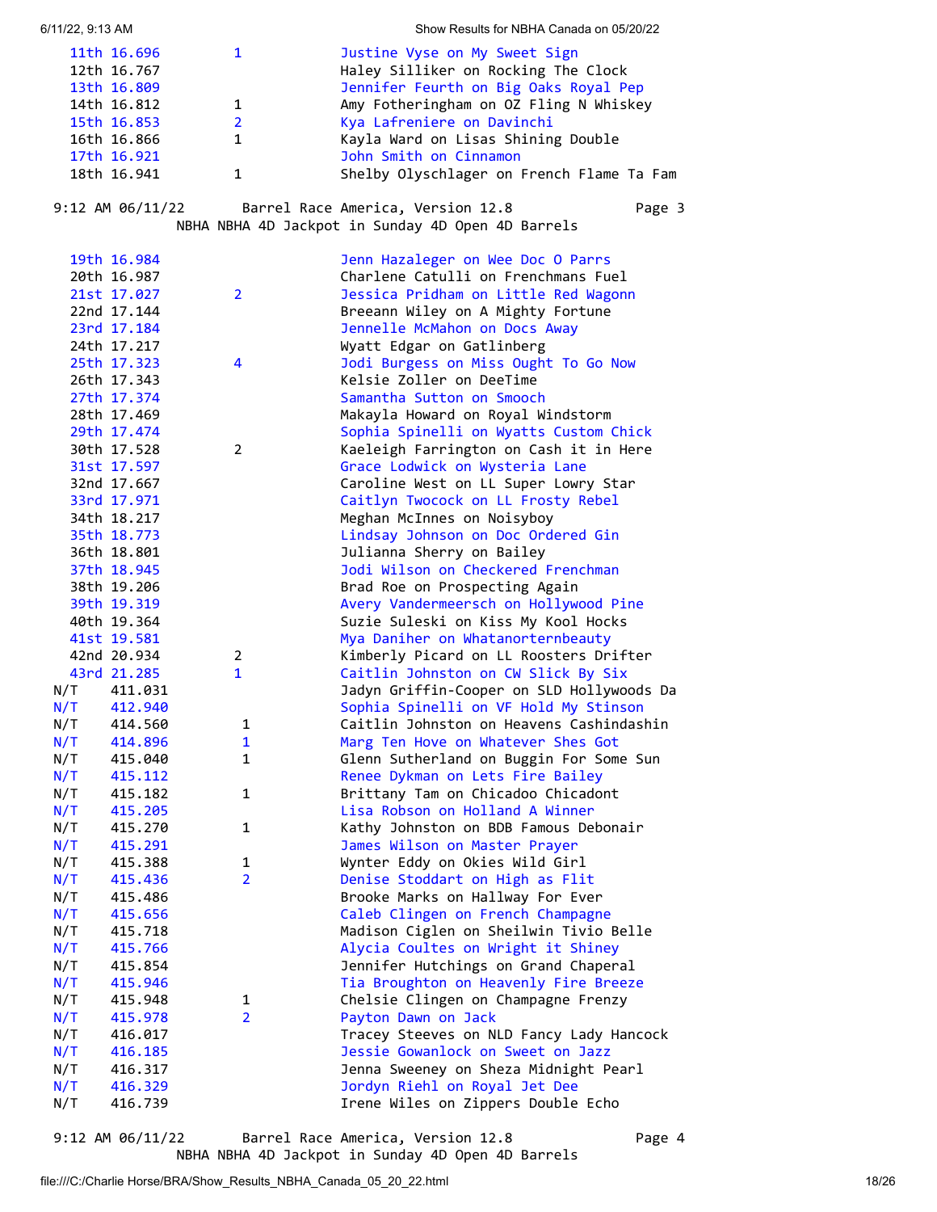| Place | Time | Division | Rider on Horse |
|---|---|---|---|
| 11th | 16.696 | 1 | Justine Vyse on My Sweet Sign |
| 12th | 16.767 | | Haley Silliker on Rocking The Clock |
| 13th | 16.809 | | Jennifer Feurth on Big Oaks Royal Pep |
| 14th | 16.812 | 1 | Amy Fotheringham on OZ Fling N Whiskey |
| 15th | 16.853 | 2 | Kya Lafreniere on Davinchi |
| 16th | 16.866 | 1 | Kayla Ward on Lisas Shining Double |
| 17th | 16.921 | | John Smith on Cinnamon |
| 18th | 16.941 | 1 | Shelby Olyschlager on French Flame Ta Fam |

9:12 AM 06/11/22 Barrel Race America, Version 12.8 Page 3

NBHA NBHA 4D Jackpot in Sunday 4D Open 4D Barrels

| Place | Time | Division | Rider on Horse |
|---|---|---|---|
| 19th | 16.984 | | Jenn Hazalager on Wee Doc O Parrs |
| 20th | 16.987 | | Charlene Catulli on Frenchmans Fuel |
| 21st | 17.027 | 2 | Jessica Pridham on Little Red Wagonn |
| 22nd | 17.144 | | Breeann Wiley on A Mighty Fortune |
| 23rd | 17.184 | | Jennelle McMahon on Docs Away |
| 24th | 17.217 | | Wyatt Edgar on Gatlinberg |
| 25th | 17.323 | 4 | Jodi Burgess on Miss Ought To Go Now |
| 26th | 17.343 | | Kelsie Zoller on DeeTime |
| 27th | 17.374 | | Samantha Sutton on Smooch |
| 28th | 17.469 | | Makayla Howard on Royal Windstorm |
| 29th | 17.474 | | Sophia Spinelli on Wyatts Custom Chick |
| 30th | 17.528 | 2 | Kaeleigh Farrington on Cash it in Here |
| 31st | 17.597 | | Grace Lodwick on Wysteria Lane |
| 32nd | 17.667 | | Caroline West on LL Super Lowry Star |
| 33rd | 17.971 | | Caitlyn Twocock on LL Frosty Rebel |
| 34th | 18.217 | | Meghan McInnes on Noisyboy |
| 35th | 18.773 | | Lindsay Johnson on Doc Ordered Gin |
| 36th | 18.801 | | Julianna Sherry on Bailey |
| 37th | 18.945 | | Jodi Wilson on Checkered Frenchman |
| 38th | 19.206 | | Brad Roe on Prospecting Again |
| 39th | 19.319 | | Avery Vandermeersch on Hollywood Pine |
| 40th | 19.364 | | Suzie Suleski on Kiss My Kool Hocks |
| 41st | 19.581 | | Mya Daniher on Whatanorternbeauty |
| 42nd | 20.934 | 2 | Kimberly Picard on LL Roosters Drifter |
| 43rd | 21.285 | 1 | Caitlin Johnston on CW Slick By Six |
| N/T | 411.031 | | Jadyn Griffin-Cooper on SLD Hollywoods Da |
| N/T | 412.940 | | Sophia Spinelli on VF Hold My Stinson |
| N/T | 414.560 | 1 | Caitlin Johnston on Heavens Cashindashin |
| N/T | 414.896 | 1 | Marg Ten Hove on Whatever Shes Got |
| N/T | 415.040 | 1 | Glenn Sutherland on Buggin For Some Sun |
| N/T | 415.112 | | Renee Dykman on Lets Fire Bailey |
| N/T | 415.182 | 1 | Brittany Tam on Chicadoo Chicadont |
| N/T | 415.205 | | Lisa Robson on Holland A Winner |
| N/T | 415.270 | 1 | Kathy Johnston on BDB Famous Debonair |
| N/T | 415.291 | | James Wilson on Master Prayer |
| N/T | 415.388 | 1 | Wynter Eddy on Okies Wild Girl |
| N/T | 415.436 | 2 | Denise Stoddart on High as Flit |
| N/T | 415.486 | | Brooke Marks on Hallway For Ever |
| N/T | 415.656 | | Caleb Clingen on French Champagne |
| N/T | 415.718 | | Madison Ciglen on Sheilwin Tivio Belle |
| N/T | 415.766 | | Alycia Coultes on Wright it Shiney |
| N/T | 415.854 | | Jennifer Hutchings on Grand Chaperal |
| N/T | 415.946 | | Tia Broughton on Heavenly Fire Breeze |
| N/T | 415.948 | 1 | Chelsie Clingen on Champagne Frenzy |
| N/T | 415.978 | 2 | Payton Dawn on Jack |
| N/T | 416.017 | | Tracey Steeves on NLD Fancy Lady Hancock |
| N/T | 416.185 | | Jessie Gowanlock on Sweet on Jazz |
| N/T | 416.317 | | Jenna Sweeney on Sheza Midnight Pearl |
| N/T | 416.329 | | Jordyn Riehl on Royal Jet Dee |
| N/T | 416.739 | | Irene Wiles on Zippers Double Echo |

9:12 AM 06/11/22 Barrel Race America, Version 12.8 Page 4

NBHA NBHA 4D Jackpot in Sunday 4D Open 4D Barrels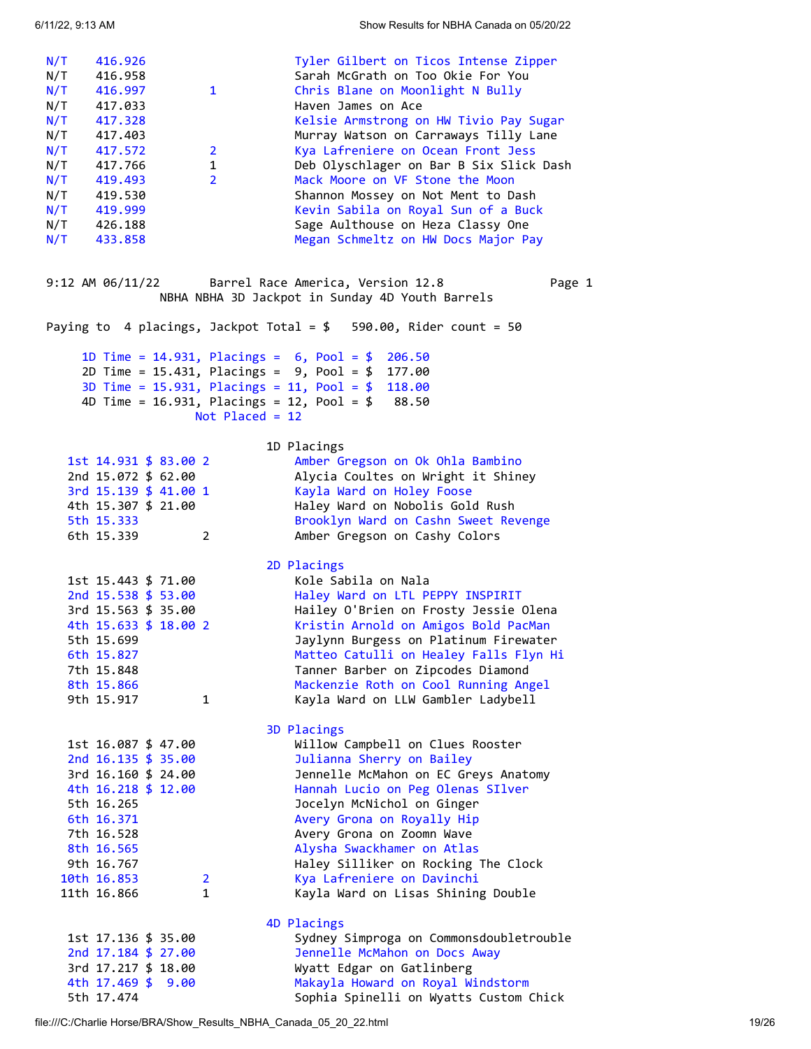| | | | |
|---|---|---|---|
| N/T | 416.926 | | Tyler Gilbert on Ticos Intense Zipper |
| N/T | 416.958 | | Sarah McGrath on Too Okie For You |
| N/T | 416.997 | 1 | Chris Blane on Moonlight N Bully |
| N/T | 417.033 | | Haven James on Ace |
| N/T | 417.328 | | Kelsie Armstrong on HW Tivio Pay Sugar |
| N/T | 417.403 | | Murray Watson on Carraways Tilly Lane |
| N/T | 417.572 | 2 | Kya Lafreniere on Ocean Front Jess |
| N/T | 417.766 | 1 | Deb Olyschlager on Bar B Six Slick Dash |
| N/T | 419.493 | 2 | Mack Moore on VF Stone the Moon |
| N/T | 419.530 | | Shannon Mossey on Not Ment to Dash |
| N/T | 419.999 | | Kevin Sabila on Royal Sun of a Buck |
| N/T | 426.188 | | Sage Aulthouse on Heza Classy One |
| N/T | 433.858 | | Megan Schmeltz on HW Docs Major Pay |

9:12 AM 06/11/22 Barrel Race America, Version 12.8 Page 1

NBHA NBHA 3D Jackpot in Sunday 4D Youth Barrels

Paying to 4 placings, Jackpot Total = $ 590.00, Rider count = 50

1D Time = 14.931, Placings = 6, Pool = $ 206.50
2D Time = 15.431, Placings = 9, Pool = $ 177.00
3D Time = 15.931, Placings = 11, Pool = $ 118.00
4D Time = 16.931, Placings = 12, Pool = $ 88.50
Not Placed = 12

### 1D Placings

| Place | Time | Payout | | Rider / Horse |
|---|---|---|---|---|
| 1st | 14.931 | $ 83.00 | 2 | Amber Gregson on Ok Ohla Bambino |
| 2nd | 15.072 | $ 62.00 | | Alycia Coultes on Wright it Shiney |
| 3rd | 15.139 | $ 41.00 | 1 | Kayla Ward on Holey Foose |
| 4th | 15.307 | $ 21.00 | | Haley Ward on Nobolis Gold Rush |
| 5th | 15.333 | | | Brooklyn Ward on Cashn Sweet Revenge |
| 6th | 15.339 | | 2 | Amber Gregson on Cashy Colors |

### 2D Placings

| Place | Time | Payout | | Rider / Horse |
|---|---|---|---|---|
| 1st | 15.443 | $ 71.00 | | Kole Sabila on Nala |
| 2nd | 15.538 | $ 53.00 | | Haley Ward on LTL PEPPY INSPIRIT |
| 3rd | 15.563 | $ 35.00 | | Hailey O'Brien on Frosty Jessie Olena |
| 4th | 15.633 | $ 18.00 | 2 | Kristin Arnold on Amigos Bold PacMan |
| 5th | 15.699 | | | Jaylynn Burgess on Platinum Firewater |
| 6th | 15.827 | | | Matteo Catulli on Healey Falls Flyn Hi |
| 7th | 15.848 | | | Tanner Barber on Zipcodes Diamond |
| 8th | 15.866 | | | Mackenzie Roth on Cool Running Angel |
| 9th | 15.917 | | 1 | Kayla Ward on LLW Gambler Ladybell |

### 3D Placings

| Place | Time | Payout | | Rider / Horse |
|---|---|---|---|---|
| 1st | 16.087 | $ 47.00 | | Willow Campbell on Clues Rooster |
| 2nd | 16.135 | $ 35.00 | | Julianna Sherry on Bailey |
| 3rd | 16.160 | $ 24.00 | | Jennelle McMahon on EC Greys Anatomy |
| 4th | 16.218 | $ 12.00 | | Hannah Lucio on Peg Olenas SIlver |
| 5th | 16.265 | | | Jocelyn McNichol on Ginger |
| 6th | 16.371 | | | Avery Grona on Royally Hip |
| 7th | 16.528 | | | Avery Grona on Zoomn Wave |
| 8th | 16.565 | | | Alysha Swackhamer on Atlas |
| 9th | 16.767 | | | Haley Silliker on Rocking The Clock |
| 10th | 16.853 | | 2 | Kya Lafreniere on Davinchi |
| 11th | 16.866 | | 1 | Kayla Ward on Lisas Shining Double |

### 4D Placings

| Place | Time | Payout | | Rider / Horse |
|---|---|---|---|---|
| 1st | 17.136 | $ 35.00 | | Sydney Simproga on Commonsdoubletrouble |
| 2nd | 17.184 | $ 27.00 | | Jennelle McMahon on Docs Away |
| 3rd | 17.217 | $ 18.00 | | Wyatt Edgar on Gatlinberg |
| 4th | 17.469 | $ 9.00 | | Makayla Howard on Royal Windstorm |
| 5th | 17.474 | | | Sophia Spinelli on Wyatts Custom Chick |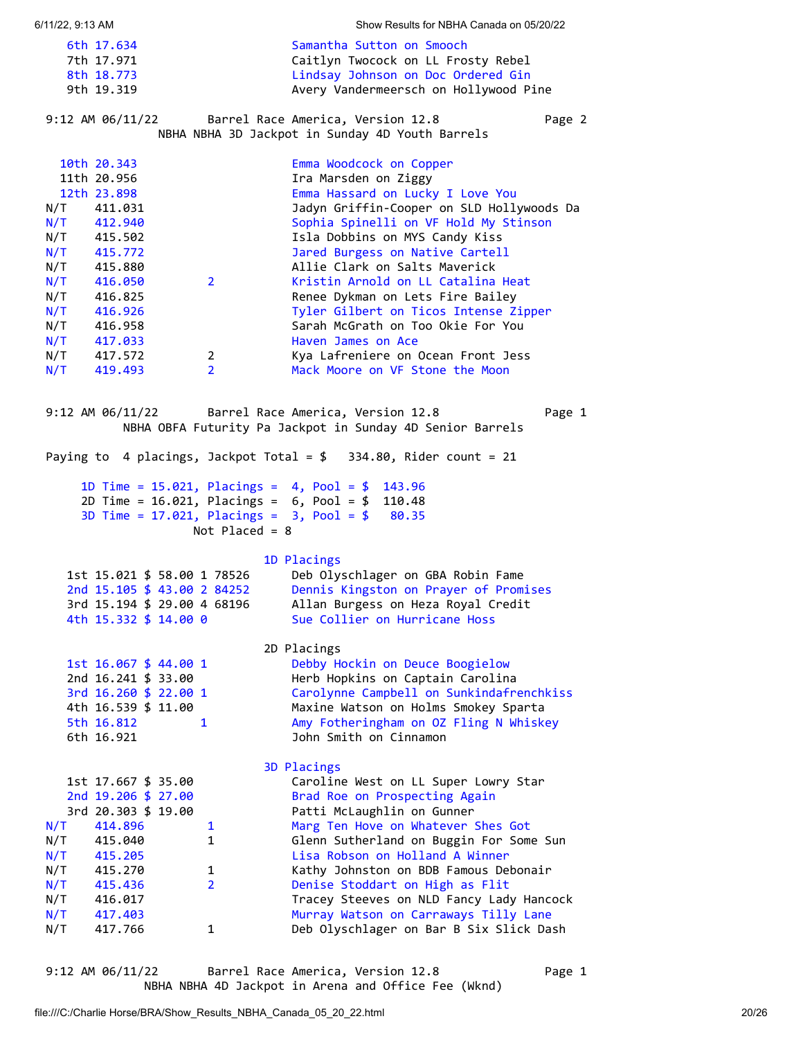| | | | |
|---|---|---|---|
| 6th 17.634 | | | Samantha Sutton on Smooch |
| 7th 17.971 | | | Caitlyn Twocock on LL Frosty Rebel |
| 8th 18.773 | | | Lindsay Johnson on Doc Ordered Gin |
| 9th 19.319 | | | Avery Vandermeersch on Hollywood Pine |

9:12 AM 06/11/22 Barrel Race America, Version 12.8 Page 2

NBHA NBHA 3D Jackpot in Sunday 4D Youth Barrels

| | | | |
|---|---|---|---|
| 10th | 20.343 | | Emma Woodcock on Copper |
| 11th | 20.956 | | Ira Marsden on Ziggy |
| 12th | 23.898 | | Emma Hassard on Lucky I Love You |
| N/T | 411.031 | | Jadyn Griffin-Cooper on SLD Hollywoods Da |
| N/T | 412.940 | | Sophia Spinelli on VF Hold My Stinson |
| N/T | 415.502 | | Isla Dobbins on MYS Candy Kiss |
| N/T | 415.772 | | Jared Burgess on Native Cartell |
| N/T | 415.880 | | Allie Clark on Salts Maverick |
| N/T | 416.050 | 2 | Kristin Arnold on LL Catalina Heat |
| N/T | 416.825 | | Renee Dykman on Lets Fire Bailey |
| N/T | 416.926 | | Tyler Gilbert on Ticos Intense Zipper |
| N/T | 416.958 | | Sarah McGrath on Too Okie For You |
| N/T | 417.033 | | Haven James on Ace |
| N/T | 417.572 | 2 | Kya Lafreniere on Ocean Front Jess |
| N/T | 419.493 | 2 | Mack Moore on VF Stone the Moon |

9:12 AM 06/11/22 Barrel Race America, Version 12.8 Page 1

NBHA OBFA Futurity Pa Jackpot in Sunday 4D Senior Barrels

Paying to 4 placings, Jackpot Total = $ 334.80, Rider count = 21

1D Time = 15.021, Placings = 4, Pool = $ 143.96
2D Time = 16.021, Placings = 6, Pool = $ 110.48
3D Time = 17.021, Placings = 3, Pool = $ 80.35
Not Placed = 8

**1D Placings**

| Place | Time | Payout | | | Rider |
|---|---|---|---|---|---|
| 1st | 15.021 | $ 58.00 | 1 | 78526 | Deb Olyschlager on GBA Robin Fame |
| 2nd | 15.105 | $ 43.00 | 2 | 84252 | Dennis Kingston on Prayer of Promises |
| 3rd | 15.194 | $ 29.00 | 4 | 68196 | Allan Burgess on Heza Royal Credit |
| 4th | 15.332 | $ 14.00 | 0 | | Sue Collier on Hurricane Hoss |

**2D Placings**

| Place | Time | Payout | | Rider |
|---|---|---|---|---|
| 1st | 16.067 | $ 44.00 | 1 | Debby Hockin on Deuce Boogielow |
| 2nd | 16.241 | $ 33.00 | | Herb Hopkins on Captain Carolina |
| 3rd | 16.260 | $ 22.00 | 1 | Carolynne Campbell on Sunkindafrenchkiss |
| 4th | 16.539 | $ 11.00 | | Maxine Watson on Holms Smokey Sparta |
| 5th | 16.812 | | 1 | Amy Fotheringham on OZ Fling N Whiskey |
| 6th | 16.921 | | | John Smith on Cinnamon |

**3D Placings**

| Place | Time | Payout | | Rider |
|---|---|---|---|---|
| 1st | 17.667 | $ 35.00 | | Caroline West on LL Super Lowry Star |
| 2nd | 19.206 | $ 27.00 | | Brad Roe on Prospecting Again |
| 3rd | 20.303 | $ 19.00 | | Patti McLaughlin on Gunner |
| N/T | 414.896 | | 1 | Marg Ten Hove on Whatever Shes Got |
| N/T | 415.040 | | 1 | Glenn Sutherland on Buggin For Some Sun |
| N/T | 415.205 | | | Lisa Robson on Holland A Winner |
| N/T | 415.270 | | 1 | Kathy Johnston on BDB Famous Debonair |
| N/T | 415.436 | | 2 | Denise Stoddart on High as Flit |
| N/T | 416.017 | | | Tracey Steeves on NLD Fancy Lady Hancock |
| N/T | 417.403 | | | Murray Watson on Carraways Tilly Lane |
| N/T | 417.766 | | 1 | Deb Olyschlager on Bar B Six Slick Dash |

9:12 AM 06/11/22 Barrel Race America, Version 12.8 Page 1

NBHA NBHA 4D Jackpot in Arena and Office Fee (Wknd)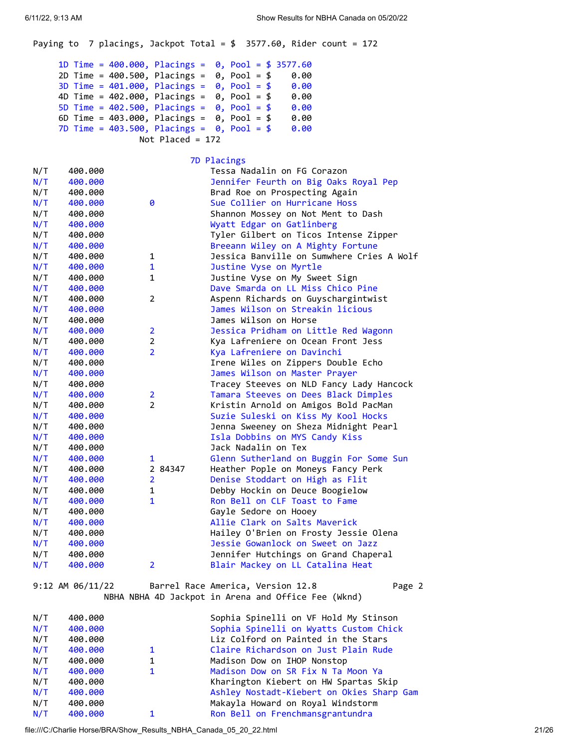Paying to 7 placings, Jackpot Total = $ 3577.60, Rider count = 172

```
1D Time = 400.000, Placings =  0, Pool = $ 3577.60
2D Time = 400.500, Placings =  0, Pool = $    0.00
3D Time = 401.000, Placings =  0, Pool = $    0.00
4D Time = 402.000, Placings =  0, Pool = $    0.00
5D Time = 402.500, Placings =  0, Pool = $    0.00
6D Time = 403.000, Placings =  0, Pool = $    0.00
7D Time = 403.500, Placings =  0, Pool = $    0.00
                Not Placed = 172
```

7D Placings

| | | | |
|---|---|---|---|
| N/T | 400.000 | | Tessa Nadalin on FG Corazon |
| N/T | 400.000 | | Jennifer Feurth on Big Oaks Royal Pep |
| N/T | 400.000 | | Brad Roe on Prospecting Again |
| N/T | 400.000 | 0 | Sue Collier on Hurricane Hoss |
| N/T | 400.000 | | Shannon Mossey on Not Ment to Dash |
| N/T | 400.000 | | Wyatt Edgar on Gatlinberg |
| N/T | 400.000 | | Tyler Gilbert on Ticos Intense Zipper |
| N/T | 400.000 | | Breeann Wiley on A Mighty Fortune |
| N/T | 400.000 | 1 | Jessica Banville on Sumwhere Cries A Wolf |
| N/T | 400.000 | 1 | Justine Vyse on Myrtle |
| N/T | 400.000 | 1 | Justine Vyse on My Sweet Sign |
| N/T | 400.000 | | Dave Smarda on LL Miss Chico Pine |
| N/T | 400.000 | 2 | Aspenn Richards on Guyschargintwist |
| N/T | 400.000 | | James Wilson on Streakin licious |
| N/T | 400.000 | | James Wilson on Horse |
| N/T | 400.000 | 2 | Jessica Pridham on Little Red Wagonn |
| N/T | 400.000 | 2 | Kya Lafreniere on Ocean Front Jess |
| N/T | 400.000 | 2 | Kya Lafreniere on Davinchi |
| N/T | 400.000 | | Irene Wiles on Zippers Double Echo |
| N/T | 400.000 | | James Wilson on Master Prayer |
| N/T | 400.000 | | Tracey Steeves on NLD Fancy Lady Hancock |
| N/T | 400.000 | 2 | Tamara Steeves on Dees Black Dimples |
| N/T | 400.000 | 2 | Kristin Arnold on Amigos Bold PacMan |
| N/T | 400.000 | | Suzie Suleski on Kiss My Kool Hocks |
| N/T | 400.000 | | Jenna Sweeney on Sheza Midnight Pearl |
| N/T | 400.000 | | Isla Dobbins on MYS Candy Kiss |
| N/T | 400.000 | | Jack Nadalin on Tex |
| N/T | 400.000 | 1 | Glenn Sutherland on Buggin For Some Sun |
| N/T | 400.000 | 2 84347 | Heather Pople on Moneys Fancy Perk |
| N/T | 400.000 | 2 | Denise Stoddart on High as Flit |
| N/T | 400.000 | 1 | Debby Hockin on Deuce Boogielow |
| N/T | 400.000 | 1 | Ron Bell on CLF Toast to Fame |
| N/T | 400.000 | | Gayle Sedore on Hooey |
| N/T | 400.000 | | Allie Clark on Salts Maverick |
| N/T | 400.000 | | Hailey O'Brien on Frosty Jessie Olena |
| N/T | 400.000 | | Jessie Gowanlock on Sweet on Jazz |
| N/T | 400.000 | | Jennifer Hutchings on Grand Chaperal |
| N/T | 400.000 | 2 | Blair Mackey on LL Catalina Heat |

9:12 AM 06/11/22 Barrel Race America, Version 12.8 Page 2
NBHA NBHA 4D Jackpot in Arena and Office Fee (Wknd)

| | | | |
|---|---|---|---|
| N/T | 400.000 | | Sophia Spinelli on VF Hold My Stinson |
| N/T | 400.000 | | Sophia Spinelli on Wyatts Custom Chick |
| N/T | 400.000 | | Liz Colford on Painted in the Stars |
| N/T | 400.000 | 1 | Claire Richardson on Just Plain Rude |
| N/T | 400.000 | 1 | Madison Dow on IHOP Nonstop |
| N/T | 400.000 | 1 | Madison Dow on SR Fix N Ta Moon Ya |
| N/T | 400.000 | | Kharington Kiebert on HW Spartas Skip |
| N/T | 400.000 | | Ashley Nostadt-Kiebert on Okies Sharp Gam |
| N/T | 400.000 | | Makayla Howard on Royal Windstorm |
| N/T | 400.000 | 1 | Ron Bell on Frenchmansgrantundra |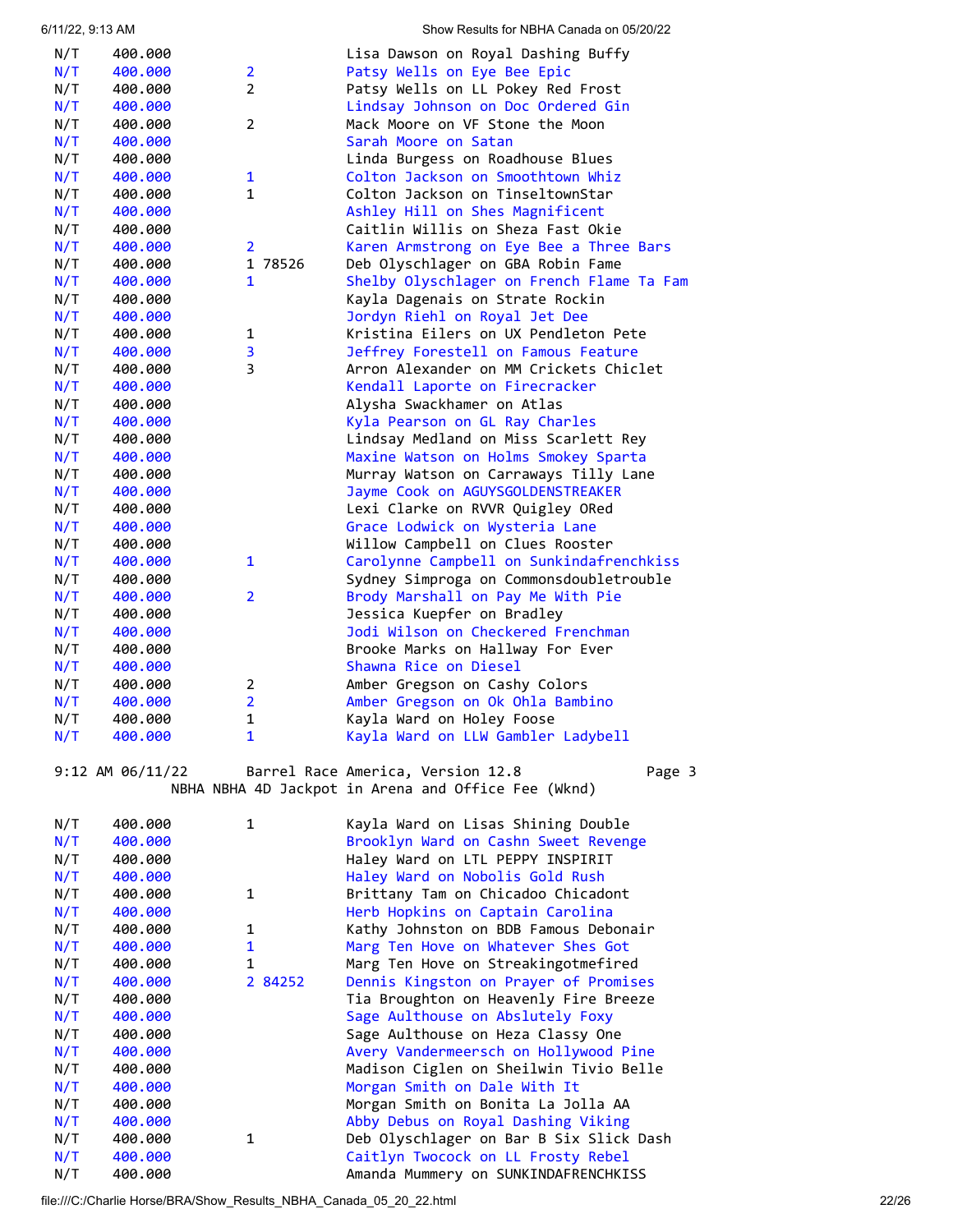| | | | |
|---|---|---|---|
| N/T | 400.000 | | Lisa Dawson on Royal Dashing Buffy |
| N/T | 400.000 | 2 | Patsy Wells on Eye Bee Epic |
| N/T | 400.000 | 2 | Patsy Wells on LL Pokey Red Frost |
| N/T | 400.000 | | Lindsay Johnson on Doc Ordered Gin |
| N/T | 400.000 | 2 | Mack Moore on VF Stone the Moon |
| N/T | 400.000 | | Sarah Moore on Satan |
| N/T | 400.000 | | Linda Burgess on Roadhouse Blues |
| N/T | 400.000 | 1 | Colton Jackson on Smoothtown Whiz |
| N/T | 400.000 | 1 | Colton Jackson on TinseltownStar |
| N/T | 400.000 | | Ashley Hill on Shes Magnificent |
| N/T | 400.000 | | Caitlin Willis on Sheza Fast Okie |
| N/T | 400.000 | 2 | Karen Armstrong on Eye Bee a Three Bars |
| N/T | 400.000 | 1 78526 | Deb Olyschlager on GBA Robin Fame |
| N/T | 400.000 | 1 | Shelby Olyschlager on French Flame Ta Fam |
| N/T | 400.000 | | Kayla Dagenais on Strate Rockin |
| N/T | 400.000 | | Jordyn Riehl on Royal Jet Dee |
| N/T | 400.000 | 1 | Kristina Eilers on UX Pendleton Pete |
| N/T | 400.000 | 3 | Jeffrey Forestell on Famous Feature |
| N/T | 400.000 | 3 | Arron Alexander on MM Crickets Chiclet |
| N/T | 400.000 | | Kendall Laporte on Firecracker |
| N/T | 400.000 | | Alysha Swackhamer on Atlas |
| N/T | 400.000 | | Kyla Pearson on GL Ray Charles |
| N/T | 400.000 | | Lindsay Medland on Miss Scarlett Rey |
| N/T | 400.000 | | Maxine Watson on Holms Smokey Sparta |
| N/T | 400.000 | | Murray Watson on Carraways Tilly Lane |
| N/T | 400.000 | | Jayme Cook on AGUYSGOLDENSTREAKER |
| N/T | 400.000 | | Lexi Clarke on RVVR Quigley ORed |
| N/T | 400.000 | | Grace Lodwick on Wysteria Lane |
| N/T | 400.000 | | Willow Campbell on Clues Rooster |
| N/T | 400.000 | 1 | Carolynne Campbell on Sunkindafrenchkiss |
| N/T | 400.000 | | Sydney Simproga on Commonsdoubletrouble |
| N/T | 400.000 | 2 | Brody Marshall on Pay Me With Pie |
| N/T | 400.000 | | Jessica Kuepfer on Bradley |
| N/T | 400.000 | | Jodi Wilson on Checkered Frenchman |
| N/T | 400.000 | | Brooke Marks on Hallway For Ever |
| N/T | 400.000 | | Shawna Rice on Diesel |
| N/T | 400.000 | 2 | Amber Gregson on Cashy Colors |
| N/T | 400.000 | 2 | Amber Gregson on Ok Ohla Bambino |
| N/T | 400.000 | 1 | Kayla Ward on Holey Foose |
| N/T | 400.000 | 1 | Kayla Ward on LLW Gambler Ladybell |

9:12 AM 06/11/22 Barrel Race America, Version 12.8 Page 3

NBHA NBHA 4D Jackpot in Arena and Office Fee (Wknd)

| | | | |
|---|---|---|---|
| N/T | 400.000 | 1 | Kayla Ward on Lisas Shining Double |
| N/T | 400.000 | | Brooklyn Ward on Cashn Sweet Revenge |
| N/T | 400.000 | | Haley Ward on LTL PEPPY INSPIRIT |
| N/T | 400.000 | | Haley Ward on Nobolis Gold Rush |
| N/T | 400.000 | 1 | Brittany Tam on Chicadoo Chicadont |
| N/T | 400.000 | | Herb Hopkins on Captain Carolina |
| N/T | 400.000 | 1 | Kathy Johnston on BDB Famous Debonair |
| N/T | 400.000 | 1 | Marg Ten Hove on Whatever Shes Got |
| N/T | 400.000 | 1 | Marg Ten Hove on Streakingotmefired |
| N/T | 400.000 | 2 84252 | Dennis Kingston on Prayer of Promises |
| N/T | 400.000 | | Tia Broughton on Heavenly Fire Breeze |
| N/T | 400.000 | | Sage Aulthouse on Abslutely Foxy |
| N/T | 400.000 | | Sage Aulthouse on Heza Classy One |
| N/T | 400.000 | | Avery Vandermeersch on Hollywood Pine |
| N/T | 400.000 | | Madison Ciglen on Sheilwin Tivio Belle |
| N/T | 400.000 | | Morgan Smith on Dale With It |
| N/T | 400.000 | | Morgan Smith on Bonita La Jolla AA |
| N/T | 400.000 | | Abby Debus on Royal Dashing Viking |
| N/T | 400.000 | 1 | Deb Olyschlager on Bar B Six Slick Dash |
| N/T | 400.000 | | Caitlyn Twocock on LL Frosty Rebel |
| N/T | 400.000 | | Amanda Mummery on SUNKINDAFRENCHKISS |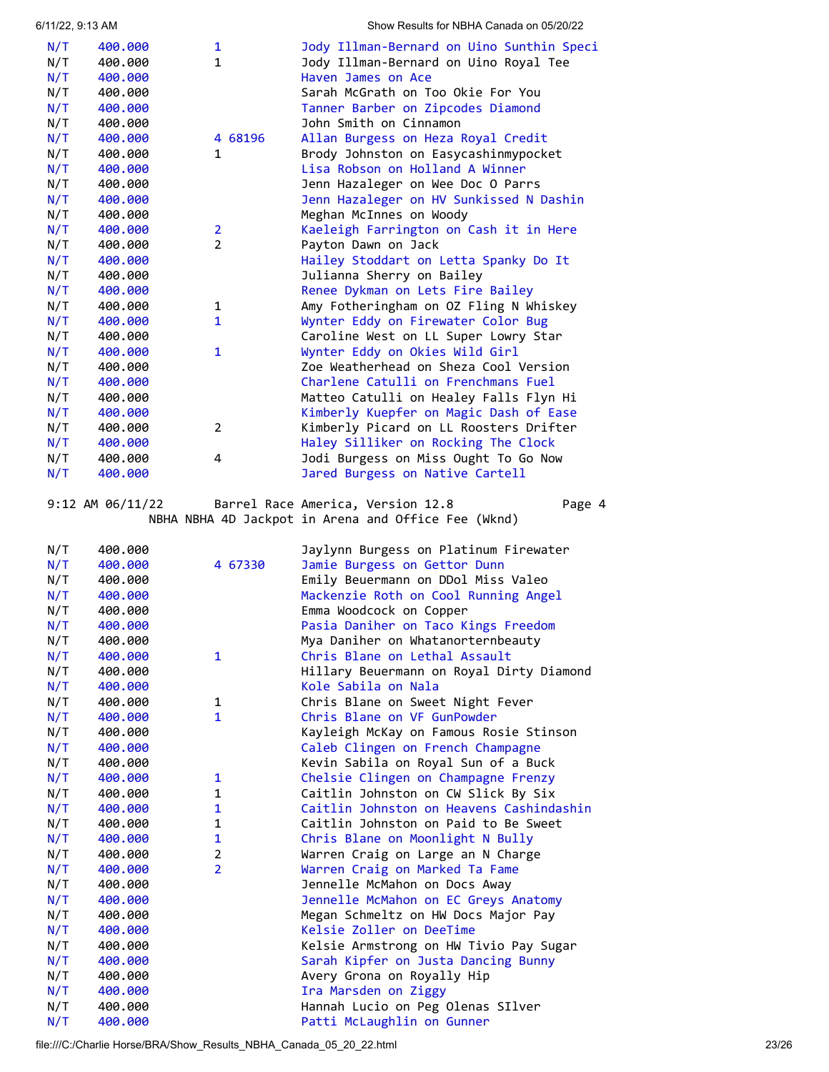| | | | |
|---|---|---|---|
| N/T | 400.000 | 1 | Jody Illman-Bernard on Uino Sunthin Speci |
| N/T | 400.000 | 1 | Jody Illman-Bernard on Uino Royal Tee |
| N/T | 400.000 | | Haven James on Ace |
| N/T | 400.000 | | Sarah McGrath on Too Okie For You |
| N/T | 400.000 | | Tanner Barber on Zipcodes Diamond |
| N/T | 400.000 | | John Smith on Cinnamon |
| N/T | 400.000 | 4 68196 | Allan Burgess on Heza Royal Credit |
| N/T | 400.000 | 1 | Brody Johnston on Easycashinmypocket |
| N/T | 400.000 | | Lisa Robson on Holland A Winner |
| N/T | 400.000 | | Jenn Hazaleger on Wee Doc O Parrs |
| N/T | 400.000 | | Jenn Hazaleger on HV Sunkissed N Dashin |
| N/T | 400.000 | | Meghan McInnes on Woody |
| N/T | 400.000 | 2 | Kaeleigh Farrington on Cash it in Here |
| N/T | 400.000 | 2 | Payton Dawn on Jack |
| N/T | 400.000 | | Hailey Stoddart on Letta Spanky Do It |
| N/T | 400.000 | | Julianna Sherry on Bailey |
| N/T | 400.000 | | Renee Dykman on Lets Fire Bailey |
| N/T | 400.000 | 1 | Amy Fotheringham on OZ Fling N Whiskey |
| N/T | 400.000 | 1 | Wynter Eddy on Firewater Color Bug |
| N/T | 400.000 | | Caroline West on LL Super Lowry Star |
| N/T | 400.000 | 1 | Wynter Eddy on Okies Wild Girl |
| N/T | 400.000 | | Zoe Weatherhead on Sheza Cool Version |
| N/T | 400.000 | | Charlene Catulli on Frenchmans Fuel |
| N/T | 400.000 | | Matteo Catulli on Healey Falls Flyn Hi |
| N/T | 400.000 | | Kimberly Kuepfer on Magic Dash of Ease |
| N/T | 400.000 | 2 | Kimberly Picard on LL Roosters Drifter |
| N/T | 400.000 | | Haley Silliker on Rocking The Clock |
| N/T | 400.000 | 4 | Jodi Burgess on Miss Ought To Go Now |
| N/T | 400.000 | | Jared Burgess on Native Cartell |

9:12 AM 06/11/22 Barrel Race America, Version 12.8 Page 4

NBHA NBHA 4D Jackpot in Arena and Office Fee (Wknd)

| | | | |
|---|---|---|---|
| N/T | 400.000 | | Jaylynn Burgess on Platinum Firewater |
| N/T | 400.000 | 4 67330 | Jamie Burgess on Gettor Dunn |
| N/T | 400.000 | | Emily Beuermann on DDol Miss Valeo |
| N/T | 400.000 | | Mackenzie Roth on Cool Running Angel |
| N/T | 400.000 | | Emma Woodcock on Copper |
| N/T | 400.000 | | Pasia Daniher on Taco Kings Freedom |
| N/T | 400.000 | | Mya Daniher on Whatanorternbeauty |
| N/T | 400.000 | 1 | Chris Blane on Lethal Assault |
| N/T | 400.000 | | Hillary Beuermann on Royal Dirty Diamond |
| N/T | 400.000 | | Kole Sabila on Nala |
| N/T | 400.000 | 1 | Chris Blane on Sweet Night Fever |
| N/T | 400.000 | 1 | Chris Blane on VF GunPowder |
| N/T | 400.000 | | Kayleigh McKay on Famous Rosie Stinson |
| N/T | 400.000 | | Caleb Clingen on French Champagne |
| N/T | 400.000 | | Kevin Sabila on Royal Sun of a Buck |
| N/T | 400.000 | 1 | Chelsie Clingen on Champagne Frenzy |
| N/T | 400.000 | 1 | Caitlin Johnston on CW Slick By Six |
| N/T | 400.000 | 1 | Caitlin Johnston on Heavens Cashindashin |
| N/T | 400.000 | 1 | Caitlin Johnston on Paid to Be Sweet |
| N/T | 400.000 | 1 | Chris Blane on Moonlight N Bully |
| N/T | 400.000 | 2 | Warren Craig on Large an N Charge |
| N/T | 400.000 | 2 | Warren Craig on Marked Ta Fame |
| N/T | 400.000 | | Jennelle McMahon on Docs Away |
| N/T | 400.000 | | Jennelle McMahon on EC Greys Anatomy |
| N/T | 400.000 | | Megan Schmeltz on HW Docs Major Pay |
| N/T | 400.000 | | Kelsie Zoller on DeeTime |
| N/T | 400.000 | | Kelsie Armstrong on HW Tivio Pay Sugar |
| N/T | 400.000 | | Sarah Kipfer on Justa Dancing Bunny |
| N/T | 400.000 | | Avery Grona on Royally Hip |
| N/T | 400.000 | | Ira Marsden on Ziggy |
| N/T | 400.000 | | Hannah Lucio on Peg Olenas SIlver |
| N/T | 400.000 | | Patti McLaughlin on Gunner |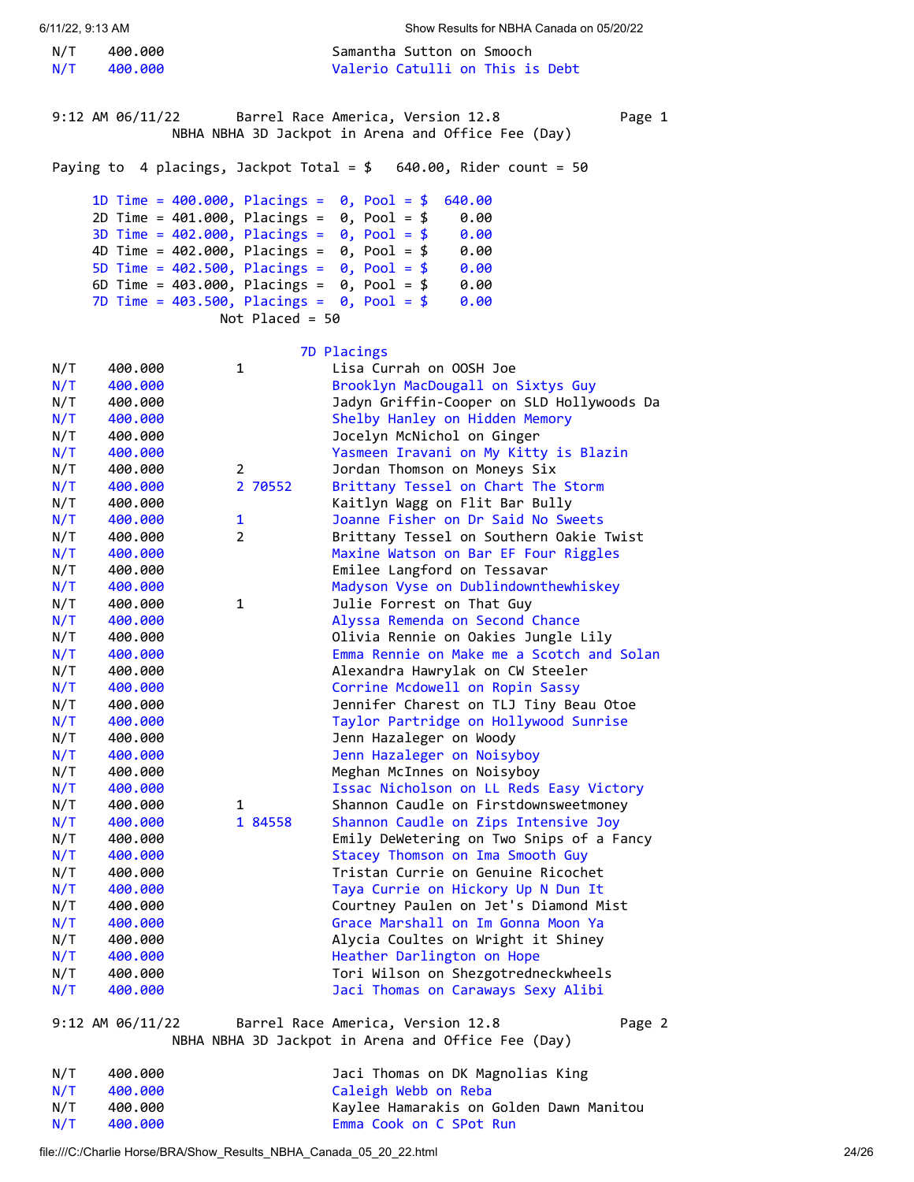| | | | |
|---|---|---|---|
| N/T | 400.000 | | Samantha Sutton on Smooch |
| N/T | 400.000 | | Valerio Catulli on This is Debt |

9:12 AM 06/11/22 Barrel Race America, Version 12.8

NBHA NBHA 3D Jackpot in Arena and Office Fee (Day)

Paying to 4 placings, Jackpot Total = $ 640.00, Rider count = 50

```
1D Time = 400.000, Placings =  0, Pool = $  640.00
2D Time = 401.000, Placings =  0, Pool = $    0.00
3D Time = 402.000, Placings =  0, Pool = $    0.00
4D Time = 402.000, Placings =  0, Pool = $    0.00
5D Time = 402.500, Placings =  0, Pool = $    0.00
6D Time = 403.000, Placings =  0, Pool = $    0.00
7D Time = 403.500, Placings =  0, Pool = $    0.00
            Not Placed = 50
```

7D Placings

| | | | |
|---|---|---|---|
| N/T | 400.000 | 1 | Lisa Currah on OOSH Joe |
| N/T | 400.000 | | Brooklyn MacDougall on Sixtys Guy |
| N/T | 400.000 | | Jadyn Griffin-Cooper on SLD Hollywoods Da |
| N/T | 400.000 | | Shelby Hanley on Hidden Memory |
| N/T | 400.000 | | Jocelyn McNichol on Ginger |
| N/T | 400.000 | | Yasmeen Iravani on My Kitty is Blazin |
| N/T | 400.000 | 2 | Jordan Thomson on Moneys Six |
| N/T | 400.000 | 2 70552 | Brittany Tessel on Chart The Storm |
| N/T | 400.000 | | Kaitlyn Wagg on Flit Bar Bully |
| N/T | 400.000 | 1 | Joanne Fisher on Dr Said No Sweets |
| N/T | 400.000 | 2 | Brittany Tessel on Southern Oakie Twist |
| N/T | 400.000 | | Maxine Watson on Bar EF Four Riggles |
| N/T | 400.000 | | Emilee Langford on Tessavar |
| N/T | 400.000 | | Madyson Vyse on Dublindownthewhiskey |
| N/T | 400.000 | 1 | Julie Forrest on That Guy |
| N/T | 400.000 | | Alyssa Remenda on Second Chance |
| N/T | 400.000 | | Olivia Rennie on Oakies Jungle Lily |
| N/T | 400.000 | | Emma Rennie on Make me a Scotch and Solan |
| N/T | 400.000 | | Alexandra Hawrylak on CW Steeler |
| N/T | 400.000 | | Corrine Mcdowell on Ropin Sassy |
| N/T | 400.000 | | Jennifer Charest on TLJ Tiny Beau Otoe |
| N/T | 400.000 | | Taylor Partridge on Hollywood Sunrise |
| N/T | 400.000 | | Jenn Hazaleger on Woody |
| N/T | 400.000 | | Jenn Hazaleger on Noisyboy |
| N/T | 400.000 | | Meghan McInnes on Noisyboy |
| N/T | 400.000 | | Issac Nicholson on LL Reds Easy Victory |
| N/T | 400.000 | 1 | Shannon Caudle on Firstdownsweetmoney |
| N/T | 400.000 | 1 84558 | Shannon Caudle on Zips Intensive Joy |
| N/T | 400.000 | | Emily DeWetering on Two Snips of a Fancy |
| N/T | 400.000 | | Stacey Thomson on Ima Smooth Guy |
| N/T | 400.000 | | Tristan Currie on Genuine Ricochet |
| N/T | 400.000 | | Taya Currie on Hickory Up N Dun It |
| N/T | 400.000 | | Courtney Paulen on Jet's Diamond Mist |
| N/T | 400.000 | | Grace Marshall on Im Gonna Moon Ya |
| N/T | 400.000 | | Alycia Coultes on Wright it Shiney |
| N/T | 400.000 | | Heather Darlington on Hope |
| N/T | 400.000 | | Tori Wilson on Shezgotredneckwheels |
| N/T | 400.000 | | Jaci Thomas on Caraways Sexy Alibi |

9:12 AM 06/11/22 Barrel Race America, Version 12.8

NBHA NBHA 3D Jackpot in Arena and Office Fee (Day)

| | | | |
|---|---|---|---|
| N/T | 400.000 | | Jaci Thomas on DK Magnolias King |
| N/T | 400.000 | | Caleigh Webb on Reba |
| N/T | 400.000 | | Kaylee Hamarakis on Golden Dawn Manitou |
| N/T | 400.000 | | Emma Cook on C SPot Run |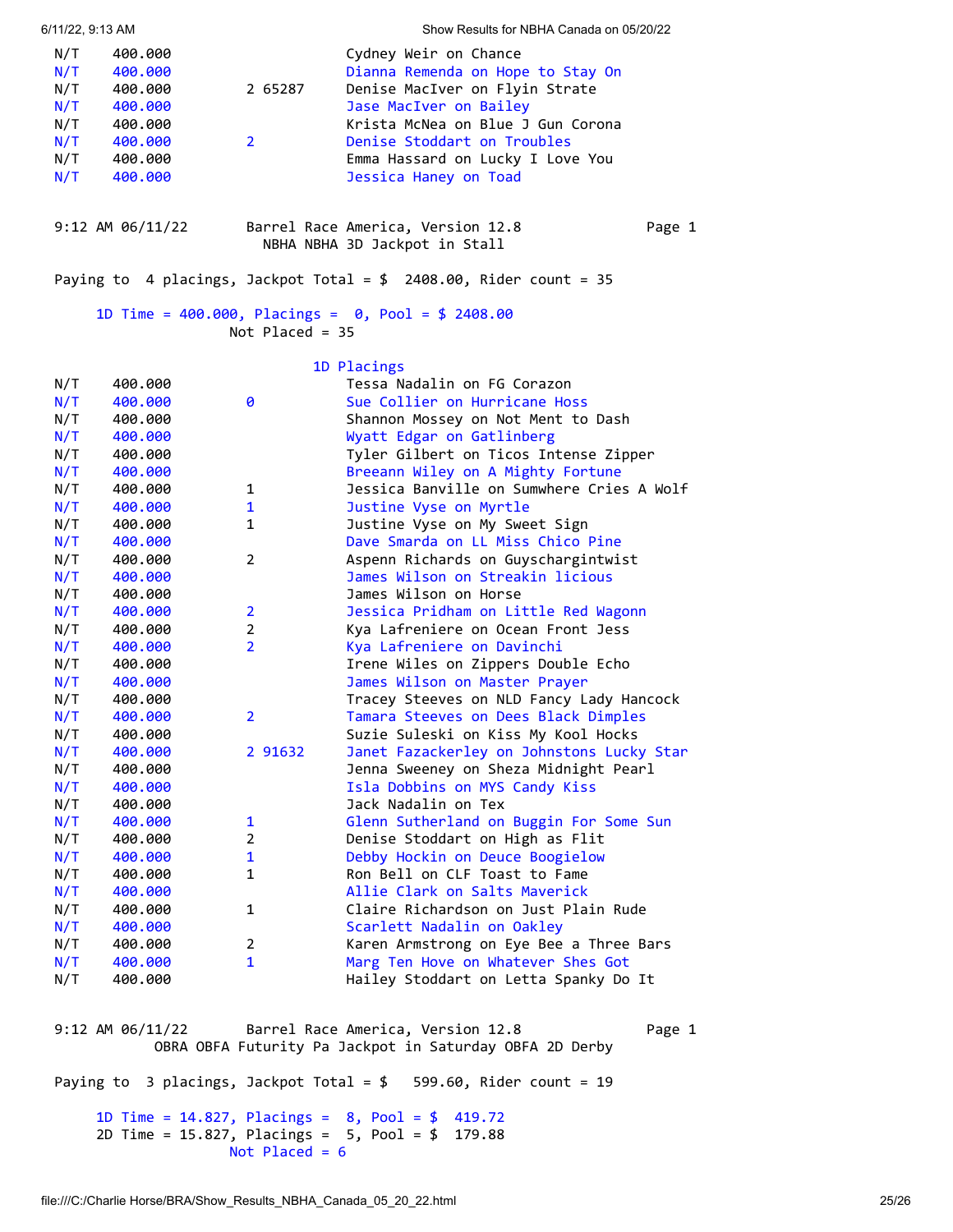| | | | |
|---|---|---|---|
| N/T | 400.000 | | Cydney Weir on Chance |
| N/T | 400.000 | | Dianna Remenda on Hope to Stay On |
| N/T | 400.000 | 2 65287 | Denise MacIver on Flyin Strate |
| N/T | 400.000 | | Jase MacIver on Bailey |
| N/T | 400.000 | | Krista McNea on Blue J Gun Corona |
| N/T | 400.000 | 2 | Denise Stoddart on Troubles |
| N/T | 400.000 | | Emma Hassard on Lucky I Love You |
| N/T | 400.000 | | Jessica Haney on Toad |

```
9:12 AM 06/11/22       Barrel Race America, Version 12.8              Page 1
                         NBHA NBHA 3D Jackpot in Stall

Paying to  4 placings, Jackpot Total = $  2408.00, Rider count = 35

     1D Time = 400.000, Placings =  0, Pool = $ 2408.00
                    Not Placed = 35
```

**1D Placings**

| | | | |
|---|---|---|---|
| N/T | 400.000 | | Tessa Nadalin on FG Corazon |
| N/T | 400.000 | 0 | Sue Collier on Hurricane Hoss |
| N/T | 400.000 | | Shannon Mossey on Not Ment to Dash |
| N/T | 400.000 | | Wyatt Edgar on Gatlinberg |
| N/T | 400.000 | | Tyler Gilbert on Ticos Intense Zipper |
| N/T | 400.000 | | Breeann Wiley on A Mighty Fortune |
| N/T | 400.000 | 1 | Jessica Banville on Sumwhere Cries A Wolf |
| N/T | 400.000 | 1 | Justine Vyse on Myrtle |
| N/T | 400.000 | 1 | Justine Vyse on My Sweet Sign |
| N/T | 400.000 | | Dave Smarda on LL Miss Chico Pine |
| N/T | 400.000 | 2 | Aspenn Richards on Guyschargintwist |
| N/T | 400.000 | | James Wilson on Streakin licious |
| N/T | 400.000 | | James Wilson on Horse |
| N/T | 400.000 | 2 | Jessica Pridham on Little Red Wagonn |
| N/T | 400.000 | 2 | Kya Lafreniere on Ocean Front Jess |
| N/T | 400.000 | 2 | Kya Lafreniere on Davinchi |
| N/T | 400.000 | | Irene Wiles on Zippers Double Echo |
| N/T | 400.000 | | James Wilson on Master Prayer |
| N/T | 400.000 | | Tracey Steeves on NLD Fancy Lady Hancock |
| N/T | 400.000 | 2 | Tamara Steeves on Dees Black Dimples |
| N/T | 400.000 | | Suzie Suleski on Kiss My Kool Hocks |
| N/T | 400.000 | 2 91632 | Janet Fazackerley on Johnstons Lucky Star |
| N/T | 400.000 | | Jenna Sweeney on Sheza Midnight Pearl |
| N/T | 400.000 | | Isla Dobbins on MYS Candy Kiss |
| N/T | 400.000 | | Jack Nadalin on Tex |
| N/T | 400.000 | 1 | Glenn Sutherland on Buggin For Some Sun |
| N/T | 400.000 | 2 | Denise Stoddart on High as Flit |
| N/T | 400.000 | 1 | Debby Hockin on Deuce Boogielow |
| N/T | 400.000 | 1 | Ron Bell on CLF Toast to Fame |
| N/T | 400.000 | | Allie Clark on Salts Maverick |
| N/T | 400.000 | 1 | Claire Richardson on Just Plain Rude |
| N/T | 400.000 | | Scarlett Nadalin on Oakley |
| N/T | 400.000 | 2 | Karen Armstrong on Eye Bee a Three Bars |
| N/T | 400.000 | 1 | Marg Ten Hove on Whatever Shes Got |
| N/T | 400.000 | | Hailey Stoddart on Letta Spanky Do It |

```
9:12 AM 06/11/22       Barrel Race America, Version 12.8              Page 1
           OBRA OBFA Futurity Pa Jackpot in Saturday OBFA 2D Derby

Paying to  3 placings, Jackpot Total = $   599.60, Rider count = 19

     1D Time = 14.827, Placings =  8, Pool = $  419.72
     2D Time = 15.827, Placings =  5, Pool = $  179.88
                    Not Placed = 6
```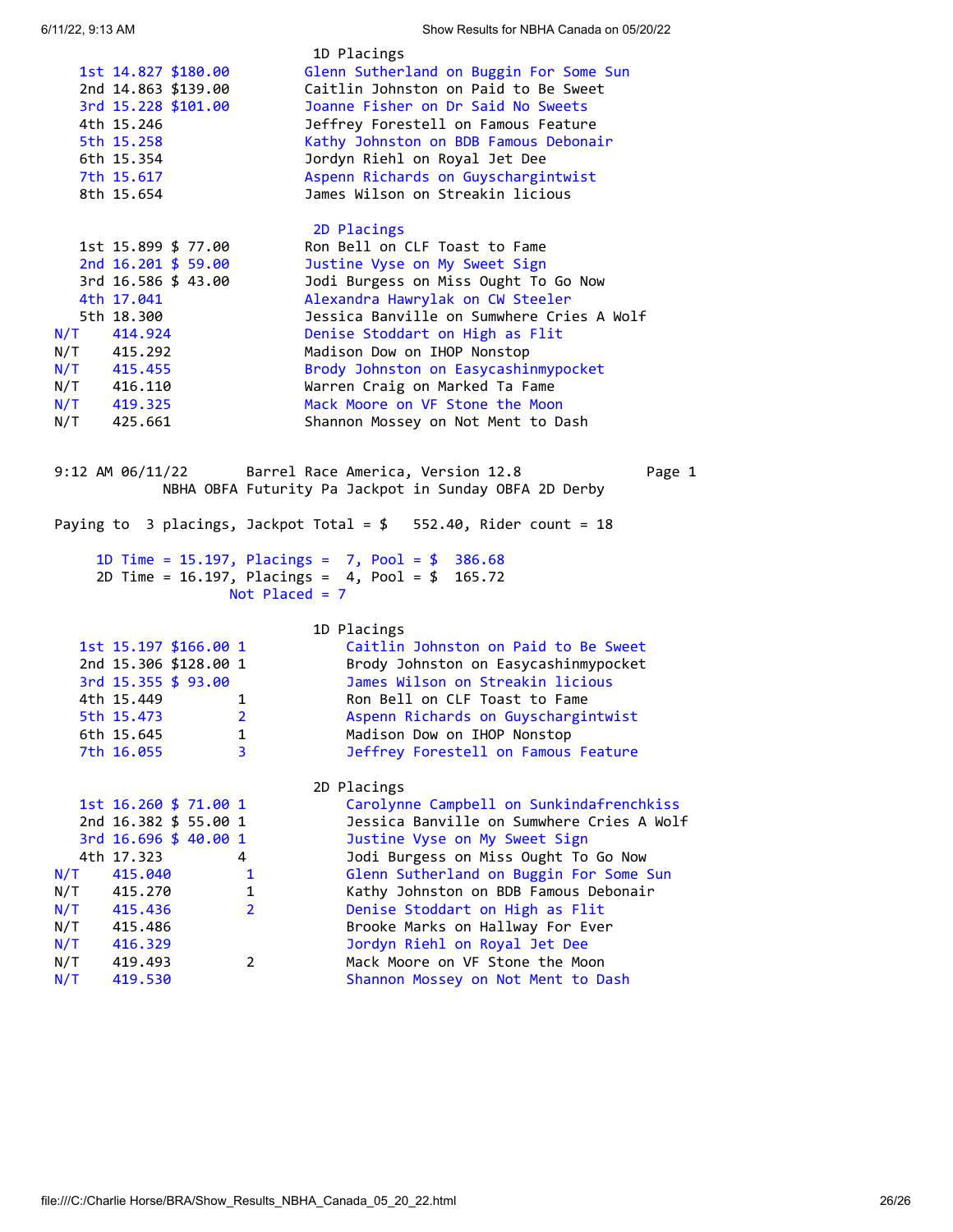### 1D Placings

| | | | |
|---|---|---|---|
| 1st | 14.827 | $180.00 | Glenn Sutherland on Buggin For Some Sun |
| 2nd | 14.863 | $139.00 | Caitlin Johnston on Paid to Be Sweet |
| 3rd | 15.228 | $101.00 | Joanne Fisher on Dr Said No Sweets |
| 4th | 15.246 | | Jeffrey Forestell on Famous Feature |
| 5th | 15.258 | | Kathy Johnston on BDB Famous Debonair |
| 6th | 15.354 | | Jordyn Riehl on Royal Jet Dee |
| 7th | 15.617 | | Aspenn Richards on Guyschargintwist |
| 8th | 15.654 | | James Wilson on Streakin licious |

### 2D Placings

| | | | |
|---|---|---|---|
| 1st | 15.899 | $ 77.00 | Ron Bell on CLF Toast to Fame |
| 2nd | 16.201 | $ 59.00 | Justine Vyse on My Sweet Sign |
| 3rd | 16.586 | $ 43.00 | Jodi Burgess on Miss Ought To Go Now |
| 4th | 17.041 | | Alexandra Hawrylak on CW Steeler |
| 5th | 18.300 | | Jessica Banville on Sumwhere Cries A Wolf |
| N/T | 414.924 | | Denise Stoddart on High as Flit |
| N/T | 415.292 | | Madison Dow on IHOP Nonstop |
| N/T | 415.455 | | Brody Johnston on Easycashinmypocket |
| N/T | 416.110 | | Warren Craig on Marked Ta Fame |
| N/T | 419.325 | | Mack Moore on VF Stone the Moon |
| N/T | 425.661 | | Shannon Mossey on Not Ment to Dash |

9:12 AM 06/11/22 Barrel Race America, Version 12.8 Page 1

NBHA OBFA Futurity Pa Jackpot in Sunday OBFA 2D Derby

Paying to 3 placings, Jackpot Total = $ 552.40, Rider count = 18

1D Time = 15.197, Placings = 7, Pool = $ 386.68
2D Time = 16.197, Placings = 4, Pool = $ 165.72
Not Placed = 7

### 1D Placings

| | | | | |
|---|---|---|---|---|
| 1st | 15.197 | $166.00 | 1 | Caitlin Johnston on Paid to Be Sweet |
| 2nd | 15.306 | $128.00 | 1 | Brody Johnston on Easycashinmypocket |
| 3rd | 15.355 | $ 93.00 | | James Wilson on Streakin licious |
| 4th | 15.449 | | 1 | Ron Bell on CLF Toast to Fame |
| 5th | 15.473 | | 2 | Aspenn Richards on Guyschargintwist |
| 6th | 15.645 | | 1 | Madison Dow on IHOP Nonstop |
| 7th | 16.055 | | 3 | Jeffrey Forestell on Famous Feature |

### 2D Placings

| | | | | |
|---|---|---|---|---|
| 1st | 16.260 | $ 71.00 | 1 | Carolynne Campbell on Sunkindafrenchkiss |
| 2nd | 16.382 | $ 55.00 | 1 | Jessica Banville on Sumwhere Cries A Wolf |
| 3rd | 16.696 | $ 40.00 | 1 | Justine Vyse on My Sweet Sign |
| 4th | 17.323 | | 4 | Jodi Burgess on Miss Ought To Go Now |
| N/T | 415.040 | | 1 | Glenn Sutherland on Buggin For Some Sun |
| N/T | 415.270 | | 1 | Kathy Johnston on BDB Famous Debonair |
| N/T | 415.436 | | 2 | Denise Stoddart on High as Flit |
| N/T | 415.486 | | | Brooke Marks on Hallway For Ever |
| N/T | 416.329 | | | Jordyn Riehl on Royal Jet Dee |
| N/T | 419.493 | | 2 | Mack Moore on VF Stone the Moon |
| N/T | 419.530 | | | Shannon Mossey on Not Ment to Dash |